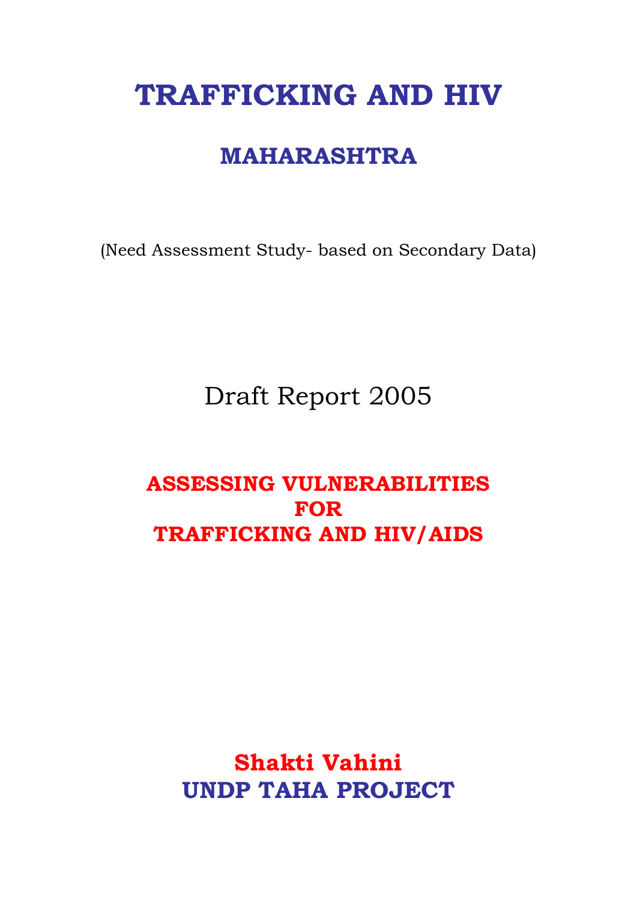# TRAFFICKING AND HIV

## MAHARASHTRA

(Need Assessment Study- based on Secondary Data)

Draft Report 2005

**ASSESSING VULNERABILITIES**
**FOR**
**TRAFFICKING AND HIV/AIDS**

**Shakti Vahini**
**UNDP TAHA PROJECT**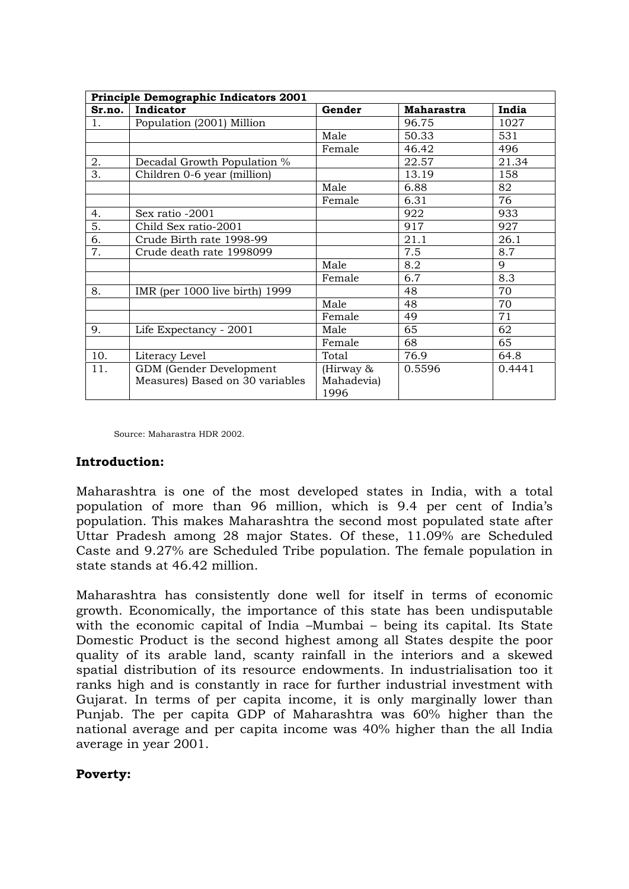| Principle Demographic Indicators 2001 | | | | |
|---|---|---|---|---|
| Sr.no. | Indicator | Gender | Maharastra | India |
| 1. | Population (2001) Million | | 96.75 | 1027 |
| | | Male | 50.33 | 531 |
| | | Female | 46.42 | 496 |
| 2. | Decadal Growth Population % | | 22.57 | 21.34 |
| 3. | Children 0-6 year (million) | | 13.19 | 158 |
| | | Male | 6.88 | 82 |
| | | Female | 6.31 | 76 |
| 4. | Sex ratio -2001 | | 922 | 933 |
| 5. | Child Sex ratio-2001 | | 917 | 927 |
| 6. | Crude Birth rate 1998-99 | | 21.1 | 26.1 |
| 7. | Crude death rate 1998099 | | 7.5 | 8.7 |
| | | Male | 8.2 | 9 |
| | | Female | 6.7 | 8.3 |
| 8. | IMR (per 1000 live birth) 1999 | | 48 | 70 |
| | | Male | 48 | 70 |
| | | Female | 49 | 71 |
| 9. | Life Expectancy - 2001 | Male | 65 | 62 |
| | | Female | 68 | 65 |
| 10. | Literacy Level | Total | 76.9 | 64.8 |
| 11. | GDM (Gender Development Measures) Based on 30 variables | (Hirway & Mahadevia) 1996 | 0.5596 | 0.4441 |

Source: Maharastra HDR 2002.

**Introduction:**

Maharashtra is one of the most developed states in India, with a total population of more than 96 million, which is 9.4 per cent of India's population. This makes Maharashtra the second most populated state after Uttar Pradesh among 28 major States. Of these, 11.09% are Scheduled Caste and 9.27% are Scheduled Tribe population. The female population in state stands at 46.42 million.

Maharashtra has consistently done well for itself in terms of economic growth. Economically, the importance of this state has been undisputable with the economic capital of India –Mumbai – being its capital. Its State Domestic Product is the second highest among all States despite the poor quality of its arable land, scanty rainfall in the interiors and a skewed spatial distribution of its resource endowments. In industrialisation too it ranks high and is constantly in race for further industrial investment with Gujarat. In terms of per capita income, it is only marginally lower than Punjab. The per capita GDP of Maharashtra was 60% higher than the national average and per capita income was 40% higher than the all India average in year 2001.

**Poverty:**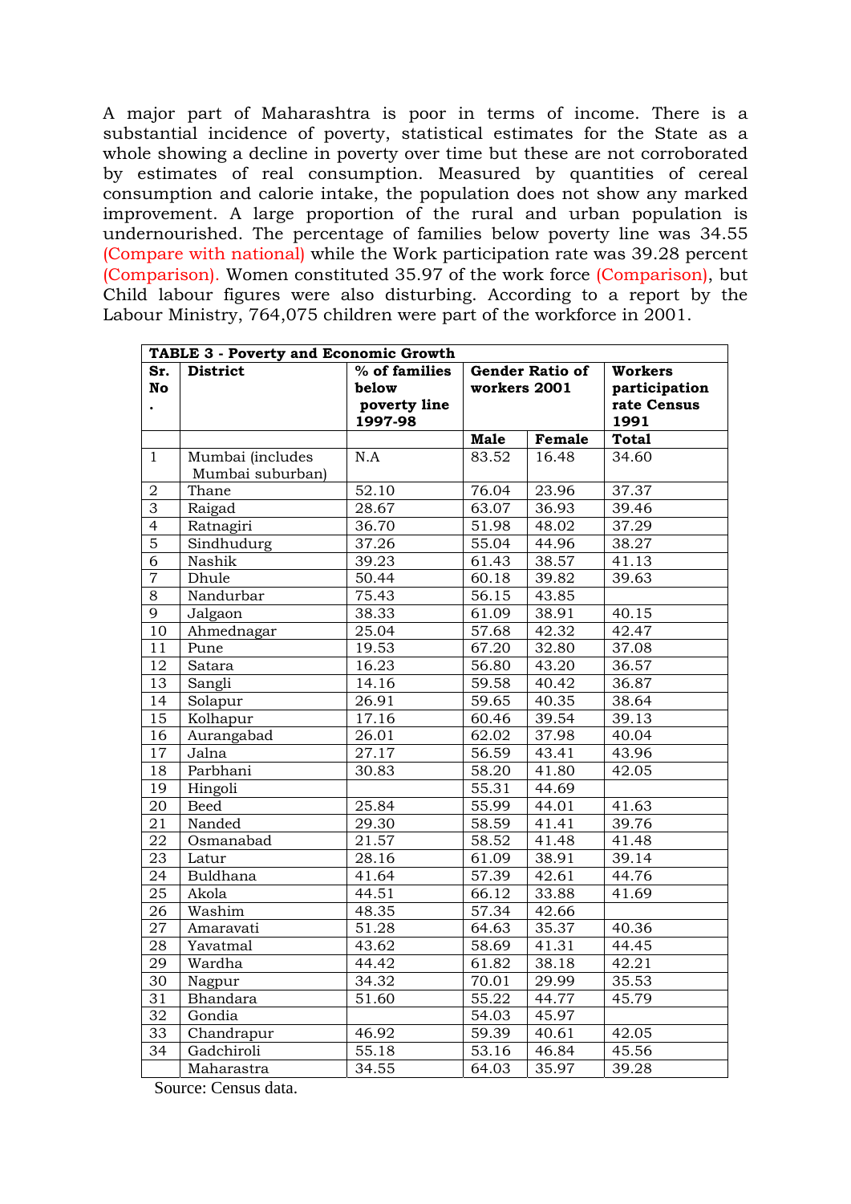A major part of Maharashtra is poor in terms of income. There is a substantial incidence of poverty, statistical estimates for the State as a whole showing a decline in poverty over time but these are not corroborated by estimates of real consumption. Measured by quantities of cereal consumption and calorie intake, the population does not show any marked improvement. A large proportion of the rural and urban population is undernourished. The percentage of families below poverty line was 34.55 (Compare with national) while the Work participation rate was 39.28 percent (Comparison). Women constituted 35.97 of the work force (Comparison), but Child labour figures were also disturbing. According to a report by the Labour Ministry, 764,075 children were part of the workforce in 2001.

| **TABLE 3 - Poverty and Economic Growth** | | | | | |
|---|---|---|---|---|---|
| **Sr. No.** | **District** | **% of families below poverty line 1997-98** | **Gender Ratio of workers 2001** | | **Workers participation rate Census 1991** |
| | | | **Male** | **Female** | **Total** |
| 1 | Mumbai (includes Mumbai suburban) | N.A | 83.52 | 16.48 | 34.60 |
| 2 | Thane | 52.10 | 76.04 | 23.96 | 37.37 |
| 3 | Raigad | 28.67 | 63.07 | 36.93 | 39.46 |
| 4 | Ratnagiri | 36.70 | 51.98 | 48.02 | 37.29 |
| 5 | Sindhudurg | 37.26 | 55.04 | 44.96 | 38.27 |
| 6 | Nashik | 39.23 | 61.43 | 38.57 | 41.13 |
| 7 | Dhule | 50.44 | 60.18 | 39.82 | 39.63 |
| 8 | Nandurbar | 75.43 | 56.15 | 43.85 | |
| 9 | Jalgaon | 38.33 | 61.09 | 38.91 | 40.15 |
| 10 | Ahmednagar | 25.04 | 57.68 | 42.32 | 42.47 |
| 11 | Pune | 19.53 | 67.20 | 32.80 | 37.08 |
| 12 | Satara | 16.23 | 56.80 | 43.20 | 36.57 |
| 13 | Sangli | 14.16 | 59.58 | 40.42 | 36.87 |
| 14 | Solapur | 26.91 | 59.65 | 40.35 | 38.64 |
| 15 | Kolhapur | 17.16 | 60.46 | 39.54 | 39.13 |
| 16 | Aurangabad | 26.01 | 62.02 | 37.98 | 40.04 |
| 17 | Jalna | 27.17 | 56.59 | 43.41 | 43.96 |
| 18 | Parbhani | 30.83 | 58.20 | 41.80 | 42.05 |
| 19 | Hingoli | | 55.31 | 44.69 | |
| 20 | Beed | 25.84 | 55.99 | 44.01 | 41.63 |
| 21 | Nanded | 29.30 | 58.59 | 41.41 | 39.76 |
| 22 | Osmanabad | 21.57 | 58.52 | 41.48 | 41.48 |
| 23 | Latur | 28.16 | 61.09 | 38.91 | 39.14 |
| 24 | Buldhana | 41.64 | 57.39 | 42.61 | 44.76 |
| 25 | Akola | 44.51 | 66.12 | 33.88 | 41.69 |
| 26 | Washim | 48.35 | 57.34 | 42.66 | |
| 27 | Amaravati | 51.28 | 64.63 | 35.37 | 40.36 |
| 28 | Yavatmal | 43.62 | 58.69 | 41.31 | 44.45 |
| 29 | Wardha | 44.42 | 61.82 | 38.18 | 42.21 |
| 30 | Nagpur | 34.32 | 70.01 | 29.99 | 35.53 |
| 31 | Bhandara | 51.60 | 55.22 | 44.77 | 45.79 |
| 32 | Gondia | | 54.03 | 45.97 | |
| 33 | Chandrapur | 46.92 | 59.39 | 40.61 | 42.05 |
| 34 | Gadchiroli | 55.18 | 53.16 | 46.84 | 45.56 |
| | Maharastra | 34.55 | 64.03 | 35.97 | 39.28 |

Source: Census data.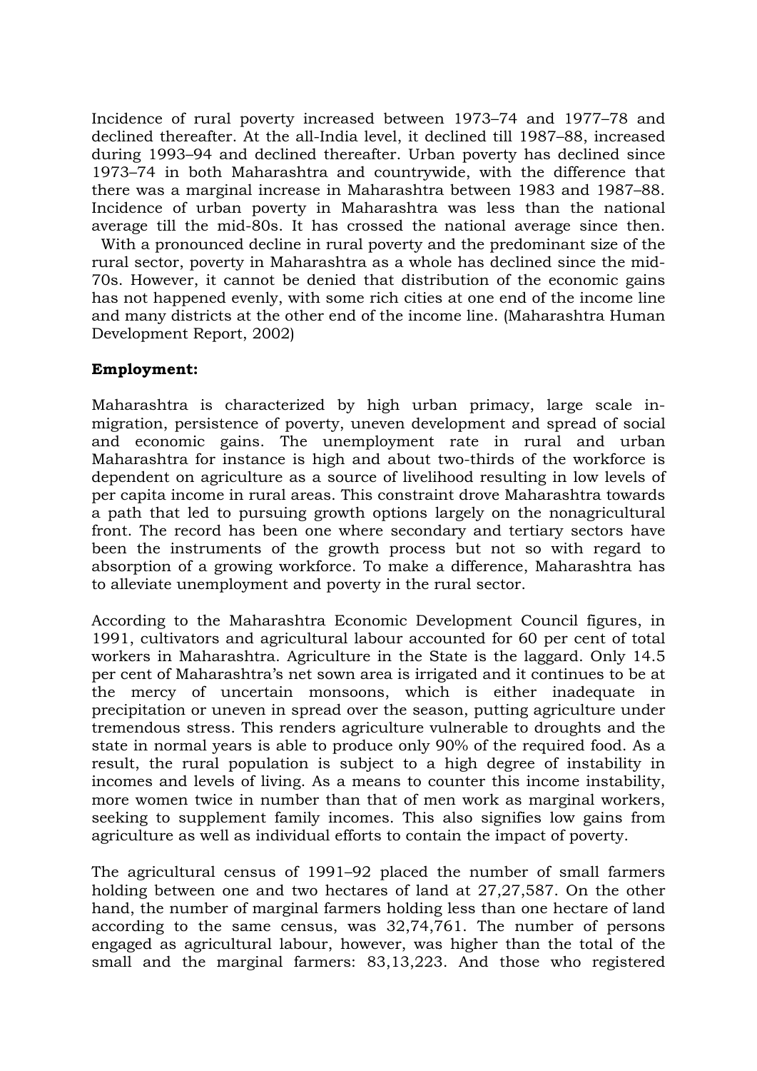Incidence of rural poverty increased between 1973–74 and 1977–78 and declined thereafter. At the all-India level, it declined till 1987–88, increased during 1993–94 and declined thereafter. Urban poverty has declined since 1973–74 in both Maharashtra and countrywide, with the difference that there was a marginal increase in Maharashtra between 1983 and 1987–88. Incidence of urban poverty in Maharashtra was less than the national average till the mid-80s. It has crossed the national average since then. With a pronounced decline in rural poverty and the predominant size of the rural sector, poverty in Maharashtra as a whole has declined since the mid-70s. However, it cannot be denied that distribution of the economic gains has not happened evenly, with some rich cities at one end of the income line and many districts at the other end of the income line. (Maharashtra Human Development Report, 2002)

**Employment:**

Maharashtra is characterized by high urban primacy, large scale in-migration, persistence of poverty, uneven development and spread of social and economic gains. The unemployment rate in rural and urban Maharashtra for instance is high and about two-thirds of the workforce is dependent on agriculture as a source of livelihood resulting in low levels of per capita income in rural areas. This constraint drove Maharashtra towards a path that led to pursuing growth options largely on the nonagricultural front. The record has been one where secondary and tertiary sectors have been the instruments of the growth process but not so with regard to absorption of a growing workforce. To make a difference, Maharashtra has to alleviate unemployment and poverty in the rural sector.

According to the Maharashtra Economic Development Council figures, in 1991, cultivators and agricultural labour accounted for 60 per cent of total workers in Maharashtra. Agriculture in the State is the laggard. Only 14.5 per cent of Maharashtra's net sown area is irrigated and it continues to be at the mercy of uncertain monsoons, which is either inadequate in precipitation or uneven in spread over the season, putting agriculture under tremendous stress. This renders agriculture vulnerable to droughts and the state in normal years is able to produce only 90% of the required food. As a result, the rural population is subject to a high degree of instability in incomes and levels of living. As a means to counter this income instability, more women twice in number than that of men work as marginal workers, seeking to supplement family incomes. This also signifies low gains from agriculture as well as individual efforts to contain the impact of poverty.

The agricultural census of 1991–92 placed the number of small farmers holding between one and two hectares of land at 27,27,587. On the other hand, the number of marginal farmers holding less than one hectare of land according to the same census, was 32,74,761. The number of persons engaged as agricultural labour, however, was higher than the total of the small and the marginal farmers: 83,13,223. And those who registered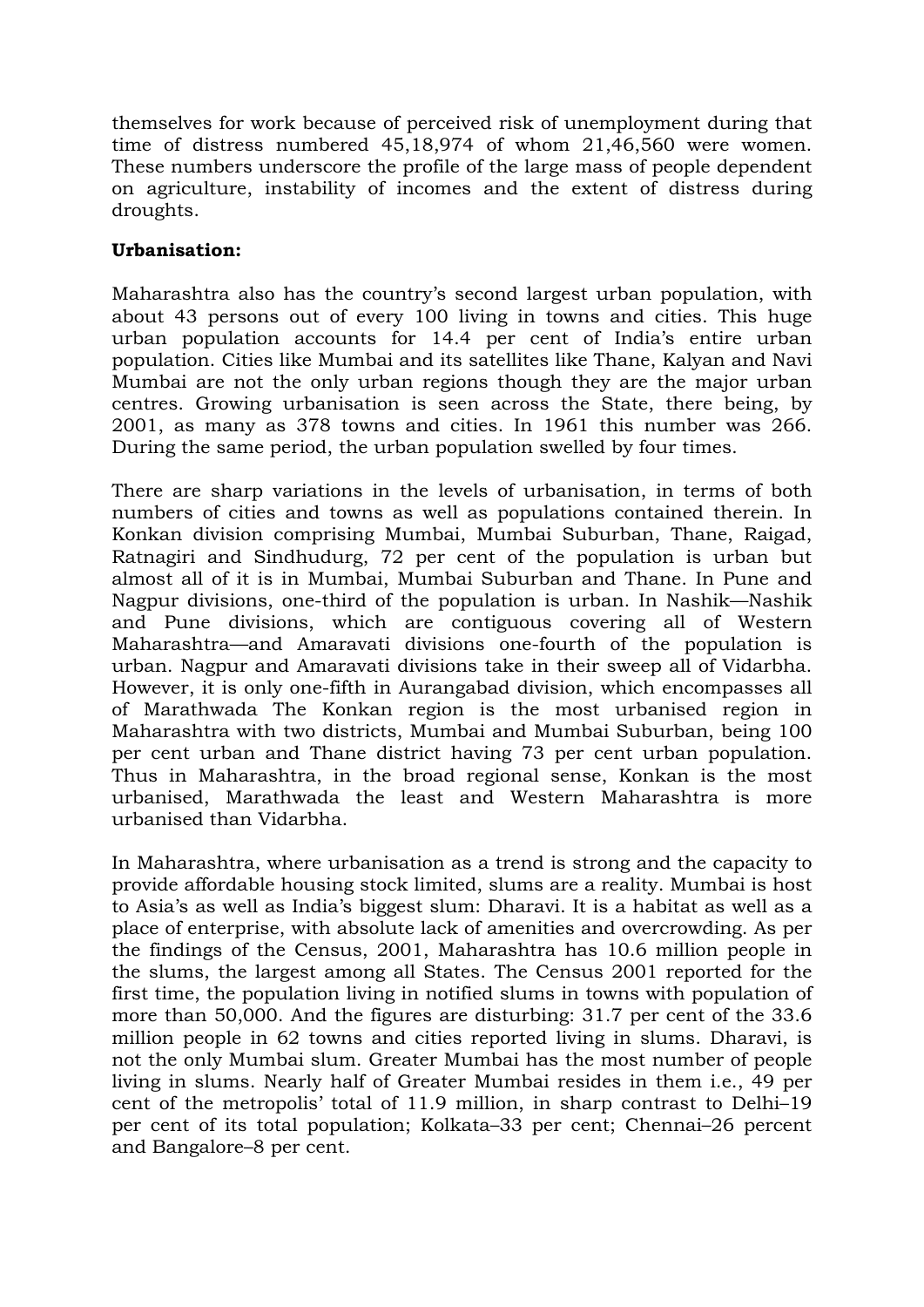themselves for work because of perceived risk of unemployment during that time of distress numbered 45,18,974 of whom 21,46,560 were women. These numbers underscore the profile of the large mass of people dependent on agriculture, instability of incomes and the extent of distress during droughts.

**Urbanisation:**

Maharashtra also has the country's second largest urban population, with about 43 persons out of every 100 living in towns and cities. This huge urban population accounts for 14.4 per cent of India's entire urban population. Cities like Mumbai and its satellites like Thane, Kalyan and Navi Mumbai are not the only urban regions though they are the major urban centres. Growing urbanisation is seen across the State, there being, by 2001, as many as 378 towns and cities. In 1961 this number was 266. During the same period, the urban population swelled by four times.

There are sharp variations in the levels of urbanisation, in terms of both numbers of cities and towns as well as populations contained therein. In Konkan division comprising Mumbai, Mumbai Suburban, Thane, Raigad, Ratnagiri and Sindhudurg, 72 per cent of the population is urban but almost all of it is in Mumbai, Mumbai Suburban and Thane. In Pune and Nagpur divisions, one-third of the population is urban. In Nashik—Nashik and Pune divisions, which are contiguous covering all of Western Maharashtra—and Amaravati divisions one-fourth of the population is urban. Nagpur and Amaravati divisions take in their sweep all of Vidarbha. However, it is only one-fifth in Aurangabad division, which encompasses all of Marathwada The Konkan region is the most urbanised region in Maharashtra with two districts, Mumbai and Mumbai Suburban, being 100 per cent urban and Thane district having 73 per cent urban population. Thus in Maharashtra, in the broad regional sense, Konkan is the most urbanised, Marathwada the least and Western Maharashtra is more urbanised than Vidarbha.

In Maharashtra, where urbanisation as a trend is strong and the capacity to provide affordable housing stock limited, slums are a reality. Mumbai is host to Asia's as well as India's biggest slum: Dharavi. It is a habitat as well as a place of enterprise, with absolute lack of amenities and overcrowding. As per the findings of the Census, 2001, Maharashtra has 10.6 million people in the slums, the largest among all States. The Census 2001 reported for the first time, the population living in notified slums in towns with population of more than 50,000. And the figures are disturbing: 31.7 per cent of the 33.6 million people in 62 towns and cities reported living in slums. Dharavi, is not the only Mumbai slum. Greater Mumbai has the most number of people living in slums. Nearly half of Greater Mumbai resides in them i.e., 49 per cent of the metropolis' total of 11.9 million, in sharp contrast to Delhi–19 per cent of its total population; Kolkata–33 per cent; Chennai–26 percent and Bangalore–8 per cent.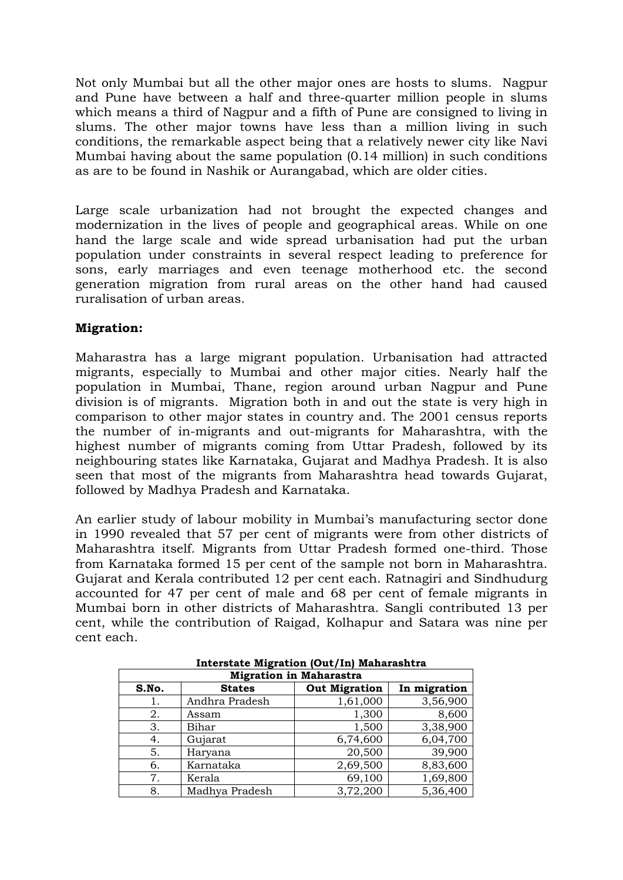Not only Mumbai but all the other major ones are hosts to slums. Nagpur and Pune have between a half and three-quarter million people in slums which means a third of Nagpur and a fifth of Pune are consigned to living in slums. The other major towns have less than a million living in such conditions, the remarkable aspect being that a relatively newer city like Navi Mumbai having about the same population (0.14 million) in such conditions as are to be found in Nashik or Aurangabad, which are older cities.

Large scale urbanization had not brought the expected changes and modernization in the lives of people and geographical areas. While on one hand the large scale and wide spread urbanisation had put the urban population under constraints in several respect leading to preference for sons, early marriages and even teenage motherhood etc. the second generation migration from rural areas on the other hand had caused ruralisation of urban areas.

**Migration:**

Maharastra has a large migrant population. Urbanisation had attracted migrants, especially to Mumbai and other major cities. Nearly half the population in Mumbai, Thane, region around urban Nagpur and Pune division is of migrants. Migration both in and out the state is very high in comparison to other major states in country and. The 2001 census reports the number of in-migrants and out-migrants for Maharashtra, with the highest number of migrants coming from Uttar Pradesh, followed by its neighbouring states like Karnataka, Gujarat and Madhya Pradesh. It is also seen that most of the migrants from Maharashtra head towards Gujarat, followed by Madhya Pradesh and Karnataka.

An earlier study of labour mobility in Mumbai's manufacturing sector done in 1990 revealed that 57 per cent of migrants were from other districts of Maharashtra itself. Migrants from Uttar Pradesh formed one-third. Those from Karnataka formed 15 per cent of the sample not born in Maharashtra. Gujarat and Kerala contributed 12 per cent each. Ratnagiri and Sindhudurg accounted for 47 per cent of male and 68 per cent of female migrants in Mumbai born in other districts of Maharashtra. Sangli contributed 13 per cent, while the contribution of Raigad, Kolhapur and Satara was nine per cent each.

**Interstate Migration (Out/In) Maharashtra**

| Migration in Maharastra | | | |
|---|---|---|---|
| **S.No.** | **States** | **Out Migration** | **In migration** |
| 1. | Andhra Pradesh | 1,61,000 | 3,56,900 |
| 2. | Assam | 1,300 | 8,600 |
| 3. | Bihar | 1,500 | 3,38,900 |
| 4. | Gujarat | 6,74,600 | 6,04,700 |
| 5. | Haryana | 20,500 | 39,900 |
| 6. | Karnataka | 2,69,500 | 8,83,600 |
| 7. | Kerala | 69,100 | 1,69,800 |
| 8. | Madhya Pradesh | 3,72,200 | 5,36,400 |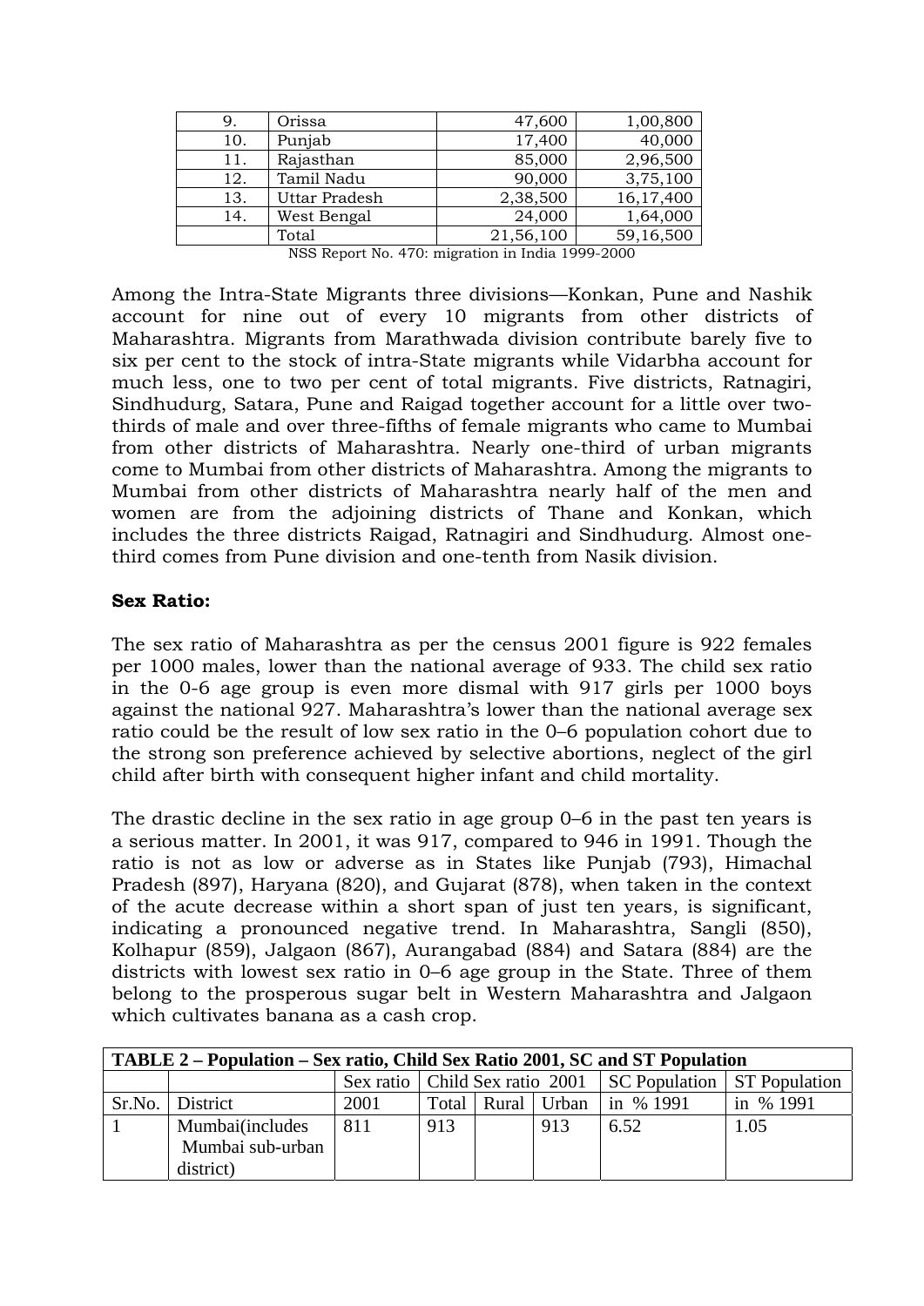| 9. | Orissa | 47,600 | 1,00,800 |
|---|---|---|---|
| 10. | Punjab | 17,400 | 40,000 |
| 11. | Rajasthan | 85,000 | 2,96,500 |
| 12. | Tamil Nadu | 90,000 | 3,75,100 |
| 13. | Uttar Pradesh | 2,38,500 | 16,17,400 |
| 14. | West Bengal | 24,000 | 1,64,000 |
| | Total | 21,56,100 | 59,16,500 |

NSS Report No. 470: migration in India 1999-2000

Among the Intra-State Migrants three divisions—Konkan, Pune and Nashik account for nine out of every 10 migrants from other districts of Maharashtra. Migrants from Marathwada division contribute barely five to six per cent to the stock of intra-State migrants while Vidarbha account for much less, one to two per cent of total migrants. Five districts, Ratnagiri, Sindhudurg, Satara, Pune and Raigad together account for a little over two-thirds of male and over three-fifths of female migrants who came to Mumbai from other districts of Maharashtra. Nearly one-third of urban migrants come to Mumbai from other districts of Maharashtra. Among the migrants to Mumbai from other districts of Maharashtra nearly half of the men and women are from the adjoining districts of Thane and Konkan, which includes the three districts Raigad, Ratnagiri and Sindhudurg. Almost one-third comes from Pune division and one-tenth from Nasik division.

**Sex Ratio:**

The sex ratio of Maharashtra as per the census 2001 figure is 922 females per 1000 males, lower than the national average of 933. The child sex ratio in the 0-6 age group is even more dismal with 917 girls per 1000 boys against the national 927. Maharashtra's lower than the national average sex ratio could be the result of low sex ratio in the 0–6 population cohort due to the strong son preference achieved by selective abortions, neglect of the girl child after birth with consequent higher infant and child mortality.

The drastic decline in the sex ratio in age group 0–6 in the past ten years is a serious matter. In 2001, it was 917, compared to 946 in 1991. Though the ratio is not as low or adverse as in States like Punjab (793), Himachal Pradesh (897), Haryana (820), and Gujarat (878), when taken in the context of the acute decrease within a short span of just ten years, is significant, indicating a pronounced negative trend. In Maharashtra, Sangli (850), Kolhapur (859), Jalgaon (867), Aurangabad (884) and Satara (884) are the districts with lowest sex ratio in 0–6 age group in the State. Three of them belong to the prosperous sugar belt in Western Maharashtra and Jalgaon which cultivates banana as a cash crop.

**TABLE 2 – Population – Sex ratio, Child Sex Ratio 2001, SC and ST Population**

| | | Sex ratio | Child Sex ratio 2001 | | | SC Population | ST Population |
|---|---|---|---|---|---|---|---|
| Sr.No. | District | 2001 | Total | Rural | Urban | in % 1991 | in % 1991 |
| 1 | Mumbai(includes Mumbai sub-urban district) | 811 | 913 | | 913 | 6.52 | 1.05 |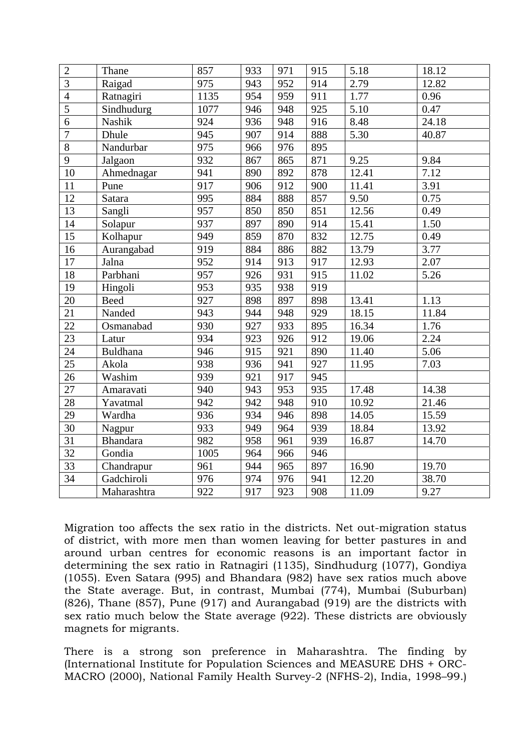| 2 | Thane | 857 | 933 | 971 | 915 | 5.18 | 18.12 |
|---|---|---|---|---|---|---|---|
| 3 | Raigad | 975 | 943 | 952 | 914 | 2.79 | 12.82 |
| 4 | Ratnagiri | 1135 | 954 | 959 | 911 | 1.77 | 0.96 |
| 5 | Sindhudurg | 1077 | 946 | 948 | 925 | 5.10 | 0.47 |
| 6 | Nashik | 924 | 936 | 948 | 916 | 8.48 | 24.18 |
| 7 | Dhule | 945 | 907 | 914 | 888 | 5.30 | 40.87 |
| 8 | Nandurbar | 975 | 966 | 976 | 895 | | |
| 9 | Jalgaon | 932 | 867 | 865 | 871 | 9.25 | 9.84 |
| 10 | Ahmednagar | 941 | 890 | 892 | 878 | 12.41 | 7.12 |
| 11 | Pune | 917 | 906 | 912 | 900 | 11.41 | 3.91 |
| 12 | Satara | 995 | 884 | 888 | 857 | 9.50 | 0.75 |
| 13 | Sangli | 957 | 850 | 850 | 851 | 12.56 | 0.49 |
| 14 | Solapur | 937 | 897 | 890 | 914 | 15.41 | 1.50 |
| 15 | Kolhapur | 949 | 859 | 870 | 832 | 12.75 | 0.49 |
| 16 | Aurangabad | 919 | 884 | 886 | 882 | 13.79 | 3.77 |
| 17 | Jalna | 952 | 914 | 913 | 917 | 12.93 | 2.07 |
| 18 | Parbhani | 957 | 926 | 931 | 915 | 11.02 | 5.26 |
| 19 | Hingoli | 953 | 935 | 938 | 919 | | |
| 20 | Beed | 927 | 898 | 897 | 898 | 13.41 | 1.13 |
| 21 | Nanded | 943 | 944 | 948 | 929 | 18.15 | 11.84 |
| 22 | Osmanabad | 930 | 927 | 933 | 895 | 16.34 | 1.76 |
| 23 | Latur | 934 | 923 | 926 | 912 | 19.06 | 2.24 |
| 24 | Buldhana | 946 | 915 | 921 | 890 | 11.40 | 5.06 |
| 25 | Akola | 938 | 936 | 941 | 927 | 11.95 | 7.03 |
| 26 | Washim | 939 | 921 | 917 | 945 | | |
| 27 | Amaravati | 940 | 943 | 953 | 935 | 17.48 | 14.38 |
| 28 | Yavatmal | 942 | 942 | 948 | 910 | 10.92 | 21.46 |
| 29 | Wardha | 936 | 934 | 946 | 898 | 14.05 | 15.59 |
| 30 | Nagpur | 933 | 949 | 964 | 939 | 18.84 | 13.92 |
| 31 | Bhandara | 982 | 958 | 961 | 939 | 16.87 | 14.70 |
| 32 | Gondia | 1005 | 964 | 966 | 946 | | |
| 33 | Chandrapur | 961 | 944 | 965 | 897 | 16.90 | 19.70 |
| 34 | Gadchiroli | 976 | 974 | 976 | 941 | 12.20 | 38.70 |
| | Maharashtra | 922 | 917 | 923 | 908 | 11.09 | 9.27 |

Migration too affects the sex ratio in the districts. Net out-migration status of district, with more men than women leaving for better pastures in and around urban centres for economic reasons is an important factor in determining the sex ratio in Ratnagiri (1135), Sindhudurg (1077), Gondiya (1055). Even Satara (995) and Bhandara (982) have sex ratios much above the State average. But, in contrast, Mumbai (774), Mumbai (Suburban) (826), Thane (857), Pune (917) and Aurangabad (919) are the districts with sex ratio much below the State average (922). These districts are obviously magnets for migrants.

There is a strong son preference in Maharashtra. The finding by (International Institute for Population Sciences and MEASURE DHS + ORC-MACRO (2000), National Family Health Survey-2 (NFHS-2), India, 1998–99.)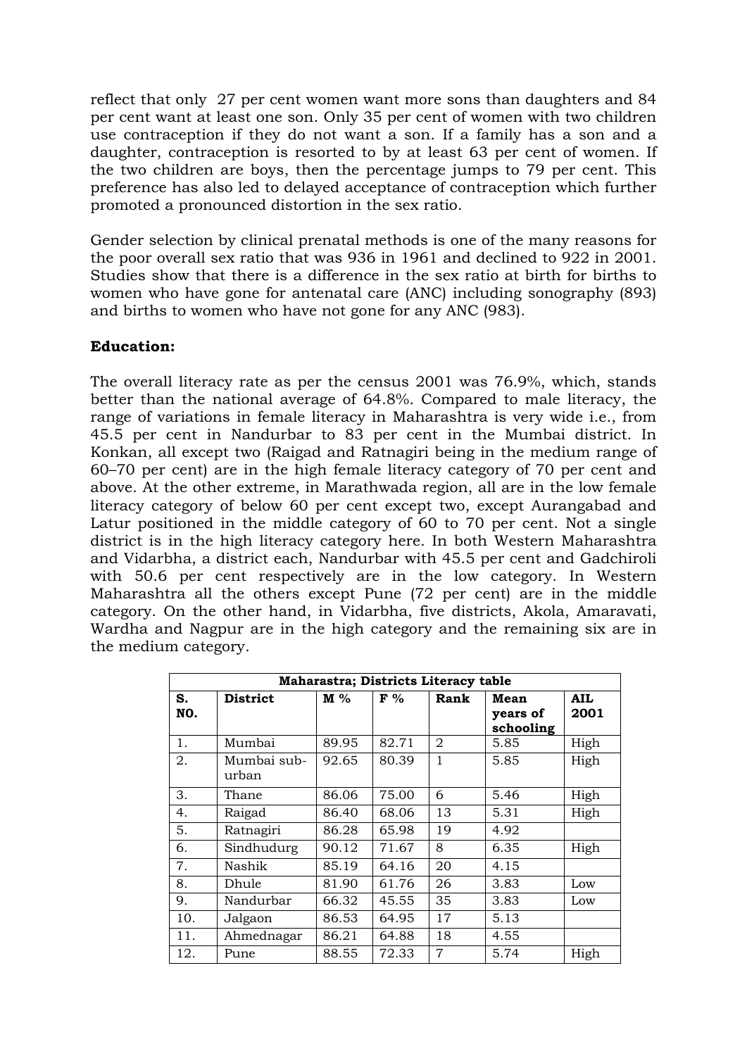reflect that only 27 per cent women want more sons than daughters and 84 per cent want at least one son. Only 35 per cent of women with two children use contraception if they do not want a son. If a family has a son and a daughter, contraception is resorted to by at least 63 per cent of women. If the two children are boys, then the percentage jumps to 79 per cent. This preference has also led to delayed acceptance of contraception which further promoted a pronounced distortion in the sex ratio.

Gender selection by clinical prenatal methods is one of the many reasons for the poor overall sex ratio that was 936 in 1961 and declined to 922 in 2001. Studies show that there is a difference in the sex ratio at birth for births to women who have gone for antenatal care (ANC) including sonography (893) and births to women who have not gone for any ANC (983).

**Education:**

The overall literacy rate as per the census 2001 was 76.9%, which, stands better than the national average of 64.8%. Compared to male literacy, the range of variations in female literacy in Maharashtra is very wide i.e., from 45.5 per cent in Nandurbar to 83 per cent in the Mumbai district. In Konkan, all except two (Raigad and Ratnagiri being in the medium range of 60–70 per cent) are in the high female literacy category of 70 per cent and above. At the other extreme, in Marathwada region, all are in the low female literacy category of below 60 per cent except two, except Aurangabad and Latur positioned in the middle category of 60 to 70 per cent. Not a single district is in the high literacy category here. In both Western Maharashtra and Vidarbha, a district each, Nandurbar with 45.5 per cent and Gadchiroli with 50.6 per cent respectively are in the low category. In Western Maharashtra all the others except Pune (72 per cent) are in the middle category. On the other hand, in Vidarbha, five districts, Akola, Amaravati, Wardha and Nagpur are in the high category and the remaining six are in the medium category.

| **Maharastra; Districts Literacy table** | | | | | | |
|---|---|---|---|---|---|---|
| **S. NO.** | **District** | **M %** | **F %** | **Rank** | **Mean years of schooling** | **AIL 2001** |
| 1. | Mumbai | 89.95 | 82.71 | 2 | 5.85 | High |
| 2. | Mumbai sub-urban | 92.65 | 80.39 | 1 | 5.85 | High |
| 3. | Thane | 86.06 | 75.00 | 6 | 5.46 | High |
| 4. | Raigad | 86.40 | 68.06 | 13 | 5.31 | High |
| 5. | Ratnagiri | 86.28 | 65.98 | 19 | 4.92 | |
| 6. | Sindhudurg | 90.12 | 71.67 | 8 | 6.35 | High |
| 7. | Nashik | 85.19 | 64.16 | 20 | 4.15 | |
| 8. | Dhule | 81.90 | 61.76 | 26 | 3.83 | Low |
| 9. | Nandurbar | 66.32 | 45.55 | 35 | 3.83 | Low |
| 10. | Jalgaon | 86.53 | 64.95 | 17 | 5.13 | |
| 11. | Ahmednagar | 86.21 | 64.88 | 18 | 4.55 | |
| 12. | Pune | 88.55 | 72.33 | 7 | 5.74 | High |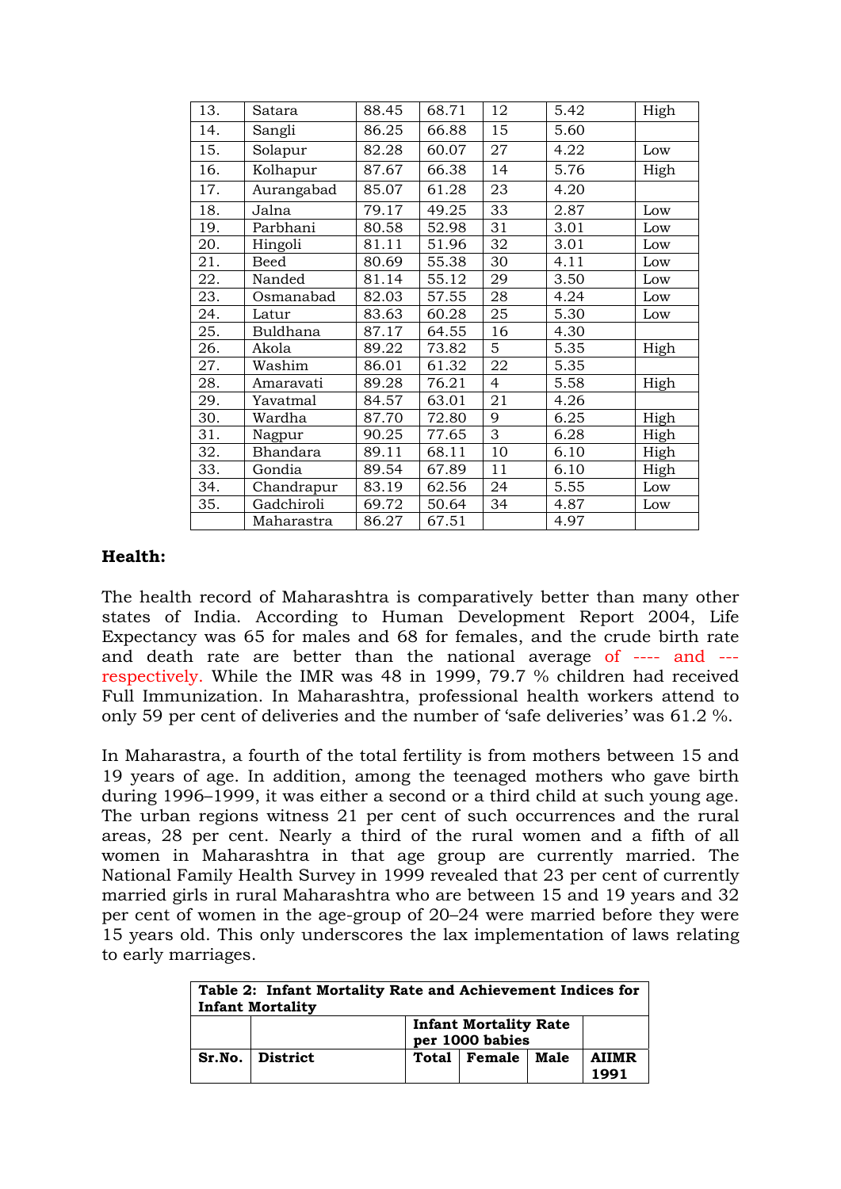| 13. | Satara | 88.45 | 68.71 | 12 | 5.42 | High |
|---|---|---|---|---|---|---|
| 14. | Sangli | 86.25 | 66.88 | 15 | 5.60 | |
| 15. | Solapur | 82.28 | 60.07 | 27 | 4.22 | Low |
| 16. | Kolhapur | 87.67 | 66.38 | 14 | 5.76 | High |
| 17. | Aurangabad | 85.07 | 61.28 | 23 | 4.20 | |
| 18. | Jalna | 79.17 | 49.25 | 33 | 2.87 | Low |
| 19. | Parbhani | 80.58 | 52.98 | 31 | 3.01 | Low |
| 20. | Hingoli | 81.11 | 51.96 | 32 | 3.01 | Low |
| 21. | Beed | 80.69 | 55.38 | 30 | 4.11 | Low |
| 22. | Nanded | 81.14 | 55.12 | 29 | 3.50 | Low |
| 23. | Osmanabad | 82.03 | 57.55 | 28 | 4.24 | Low |
| 24. | Latur | 83.63 | 60.28 | 25 | 5.30 | Low |
| 25. | Buldhana | 87.17 | 64.55 | 16 | 4.30 | |
| 26. | Akola | 89.22 | 73.82 | 5 | 5.35 | High |
| 27. | Washim | 86.01 | 61.32 | 22 | 5.35 | |
| 28. | Amaravati | 89.28 | 76.21 | 4 | 5.58 | High |
| 29. | Yavatmal | 84.57 | 63.01 | 21 | 4.26 | |
| 30. | Wardha | 87.70 | 72.80 | 9 | 6.25 | High |
| 31. | Nagpur | 90.25 | 77.65 | 3 | 6.28 | High |
| 32. | Bhandara | 89.11 | 68.11 | 10 | 6.10 | High |
| 33. | Gondia | 89.54 | 67.89 | 11 | 6.10 | High |
| 34. | Chandrapur | 83.19 | 62.56 | 24 | 5.55 | Low |
| 35. | Gadchiroli | 69.72 | 50.64 | 34 | 4.87 | Low |
| | Maharastra | 86.27 | 67.51 | | 4.97 | |

**Health:**

The health record of Maharashtra is comparatively better than many other states of India. According to Human Development Report 2004, Life Expectancy was 65 for males and 68 for females, and the crude birth rate and death rate are better than the national average of ---- and --- respectively. While the IMR was 48 in 1999, 79.7 % children had received Full Immunization. In Maharashtra, professional health workers attend to only 59 per cent of deliveries and the number of 'safe deliveries' was 61.2 %.

In Maharastra, a fourth of the total fertility is from mothers between 15 and 19 years of age. In addition, among the teenaged mothers who gave birth during 1996–1999, it was either a second or a third child at such young age. The urban regions witness 21 per cent of such occurrences and the rural areas, 28 per cent. Nearly a third of the rural women and a fifth of all women in Maharashtra in that age group are currently married. The National Family Health Survey in 1999 revealed that 23 per cent of currently married girls in rural Maharashtra who are between 15 and 19 years and 32 per cent of women in the age-group of 20–24 were married before they were 15 years old. This only underscores the lax implementation of laws relating to early marriages.

| **Table 2: Infant Mortality Rate and Achievement Indices for Infant Mortality** | | | | | |
|---|---|---|---|---|---|
| | | **Infant Mortality Rate per 1000 babies** | | | |
| **Sr.No.** | **District** | **Total** | **Female** | **Male** | **AIIMR 1991** |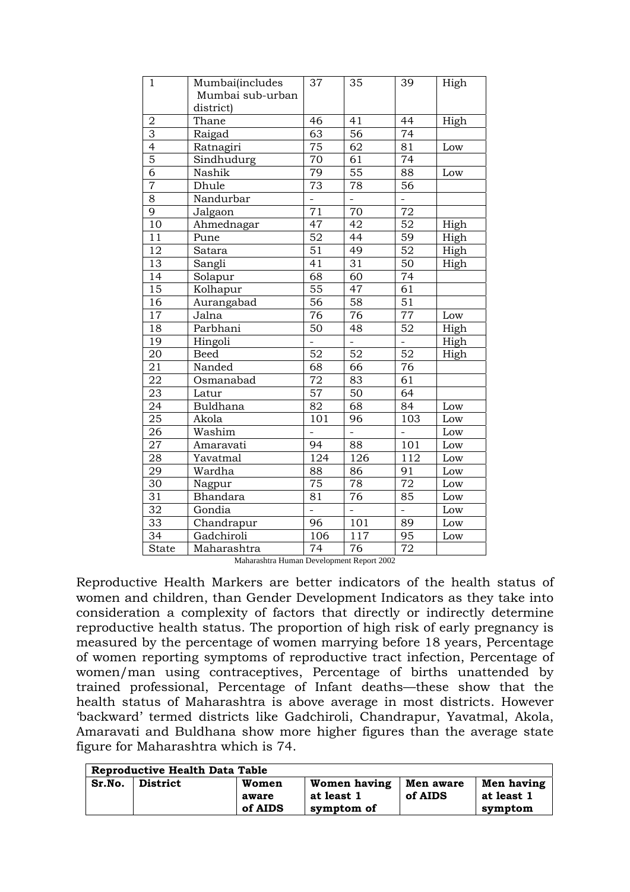| 1 | Mumbai(includes Mumbai sub-urban district) | 37 | 35 | 39 | High |
|---|---|---|---|---|---|
| 2 | Thane | 46 | 41 | 44 | High |
| 3 | Raigad | 63 | 56 | 74 | |
| 4 | Ratnagiri | 75 | 62 | 81 | Low |
| 5 | Sindhudurg | 70 | 61 | 74 | |
| 6 | Nashik | 79 | 55 | 88 | Low |
| 7 | Dhule | 73 | 78 | 56 | |
| 8 | Nandurbar | - | - | - | |
| 9 | Jalgaon | 71 | 70 | 72 | |
| 10 | Ahmednagar | 47 | 42 | 52 | High |
| 11 | Pune | 52 | 44 | 59 | High |
| 12 | Satara | 51 | 49 | 52 | High |
| 13 | Sangli | 41 | 31 | 50 | High |
| 14 | Solapur | 68 | 60 | 74 | |
| 15 | Kolhapur | 55 | 47 | 61 | |
| 16 | Aurangabad | 56 | 58 | 51 | |
| 17 | Jalna | 76 | 76 | 77 | Low |
| 18 | Parbhani | 50 | 48 | 52 | High |
| 19 | Hingoli | - | - | - | High |
| 20 | Beed | 52 | 52 | 52 | High |
| 21 | Nanded | 68 | 66 | 76 | |
| 22 | Osmanabad | 72 | 83 | 61 | |
| 23 | Latur | 57 | 50 | 64 | |
| 24 | Buldhana | 82 | 68 | 84 | Low |
| 25 | Akola | 101 | 96 | 103 | Low |
| 26 | Washim | - | - | - | Low |
| 27 | Amaravati | 94 | 88 | 101 | Low |
| 28 | Yavatmal | 124 | 126 | 112 | Low |
| 29 | Wardha | 88 | 86 | 91 | Low |
| 30 | Nagpur | 75 | 78 | 72 | Low |
| 31 | Bhandara | 81 | 76 | 85 | Low |
| 32 | Gondia | - | - | - | Low |
| 33 | Chandrapur | 96 | 101 | 89 | Low |
| 34 | Gadchiroli | 106 | 117 | 95 | Low |
| State | Maharashtra | 74 | 76 | 72 | |

Maharashtra Human Development Report 2002

Reproductive Health Markers are better indicators of the health status of women and children, than Gender Development Indicators as they take into consideration a complexity of factors that directly or indirectly determine reproductive health status. The proportion of high risk of early pregnancy is measured by the percentage of women marrying before 18 years, Percentage of women reporting symptoms of reproductive tract infection, Percentage of women/man using contraceptives, Percentage of births unattended by trained professional, Percentage of Infant deaths—these show that the health status of Maharashtra is above average in most districts. However 'backward' termed districts like Gadchiroli, Chandrapur, Yavatmal, Akola, Amaravati and Buldhana show more higher figures than the average state figure for Maharashtra which is 74.

| **Reproductive Health Data Table** | | | | | |
|---|---|---|---|---|---|
| **Sr.No.** | **District** | **Women aware of AIDS** | **Women having at least 1 symptom of** | **Men aware of AIDS** | **Men having at least 1 symptom** |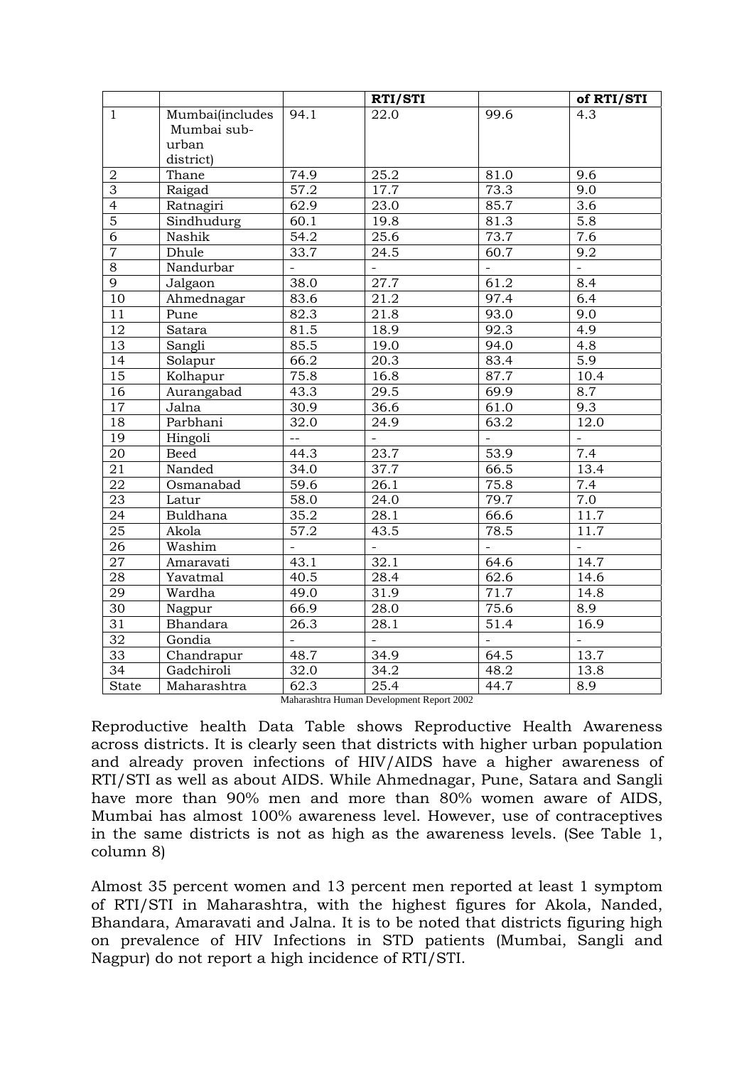|  |  |  | RTI/STI |  | of RTI/STI |
|---|---|---|---|---|---|
| 1 | Mumbai(includes Mumbai sub-urban district) | 94.1 | 22.0 | 99.6 | 4.3 |
| 2 | Thane | 74.9 | 25.2 | 81.0 | 9.6 |
| 3 | Raigad | 57.2 | 17.7 | 73.3 | 9.0 |
| 4 | Ratnagiri | 62.9 | 23.0 | 85.7 | 3.6 |
| 5 | Sindhudurg | 60.1 | 19.8 | 81.3 | 5.8 |
| 6 | Nashik | 54.2 | 25.6 | 73.7 | 7.6 |
| 7 | Dhule | 33.7 | 24.5 | 60.7 | 9.2 |
| 8 | Nandurbar | - | - | - | - |
| 9 | Jalgaon | 38.0 | 27.7 | 61.2 | 8.4 |
| 10 | Ahmednagar | 83.6 | 21.2 | 97.4 | 6.4 |
| 11 | Pune | 82.3 | 21.8 | 93.0 | 9.0 |
| 12 | Satara | 81.5 | 18.9 | 92.3 | 4.9 |
| 13 | Sangli | 85.5 | 19.0 | 94.0 | 4.8 |
| 14 | Solapur | 66.2 | 20.3 | 83.4 | 5.9 |
| 15 | Kolhapur | 75.8 | 16.8 | 87.7 | 10.4 |
| 16 | Aurangabad | 43.3 | 29.5 | 69.9 | 8.7 |
| 17 | Jalna | 30.9 | 36.6 | 61.0 | 9.3 |
| 18 | Parbhani | 32.0 | 24.9 | 63.2 | 12.0 |
| 19 | Hingoli | -- | - | - | - |
| 20 | Beed | 44.3 | 23.7 | 53.9 | 7.4 |
| 21 | Nanded | 34.0 | 37.7 | 66.5 | 13.4 |
| 22 | Osmanabad | 59.6 | 26.1 | 75.8 | 7.4 |
| 23 | Latur | 58.0 | 24.0 | 79.7 | 7.0 |
| 24 | Buldhana | 35.2 | 28.1 | 66.6 | 11.7 |
| 25 | Akola | 57.2 | 43.5 | 78.5 | 11.7 |
| 26 | Washim | - | - | - | - |
| 27 | Amaravati | 43.1 | 32.1 | 64.6 | 14.7 |
| 28 | Yavatmal | 40.5 | 28.4 | 62.6 | 14.6 |
| 29 | Wardha | 49.0 | 31.9 | 71.7 | 14.8 |
| 30 | Nagpur | 66.9 | 28.0 | 75.6 | 8.9 |
| 31 | Bhandara | 26.3 | 28.1 | 51.4 | 16.9 |
| 32 | Gondia | - | - | - | - |
| 33 | Chandrapur | 48.7 | 34.9 | 64.5 | 13.7 |
| 34 | Gadchiroli | 32.0 | 34.2 | 48.2 | 13.8 |
| State | Maharashtra | 62.3 | 25.4 | 44.7 | 8.9 |

Maharashtra Human Development Report 2002

Reproductive health Data Table shows Reproductive Health Awareness across districts. It is clearly seen that districts with higher urban population and already proven infections of HIV/AIDS have a higher awareness of RTI/STI as well as about AIDS. While Ahmednagar, Pune, Satara and Sangli have more than 90% men and more than 80% women aware of AIDS, Mumbai has almost 100% awareness level. However, use of contraceptives in the same districts is not as high as the awareness levels. (See Table 1, column 8)

Almost 35 percent women and 13 percent men reported at least 1 symptom of RTI/STI in Maharashtra, with the highest figures for Akola, Nanded, Bhandara, Amaravati and Jalna. It is to be noted that districts figuring high on prevalence of HIV Infections in STD patients (Mumbai, Sangli and Nagpur) do not report a high incidence of RTI/STI.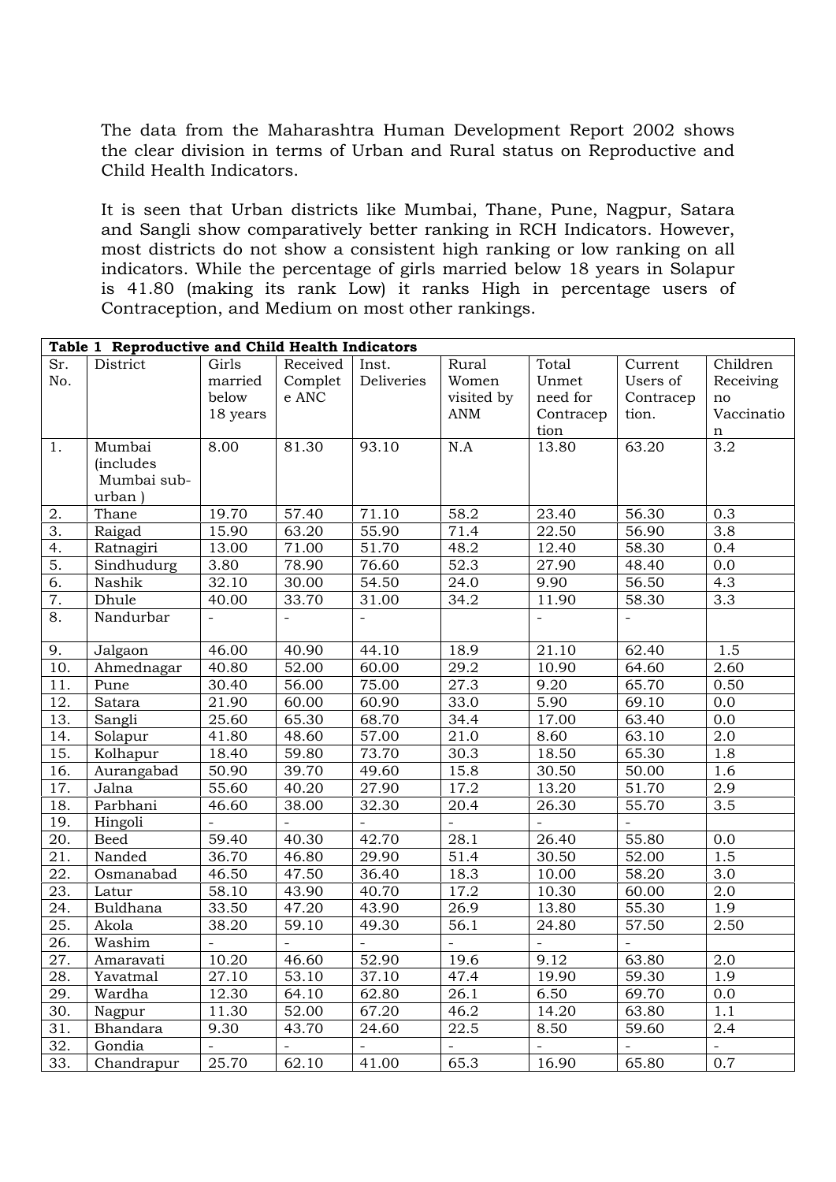The data from the Maharashtra Human Development Report 2002 shows the clear division in terms of Urban and Rural status on Reproductive and Child Health Indicators.

It is seen that Urban districts like Mumbai, Thane, Pune, Nagpur, Satara and Sangli show comparatively better ranking in RCH Indicators. However, most districts do not show a consistent high ranking or low ranking on all indicators. While the percentage of girls married below 18 years in Solapur is 41.80 (making its rank Low) it ranks High in percentage users of Contraception, and Medium on most other rankings.

**Table 1 Reproductive and Child Health Indicators**

| Sr. No. | District | Girls married below 18 years | Received Complete ANC | Inst. Deliveries | Rural Women visited by ANM | Total Unmet need for Contraception | Current Users of Contraception. | Children Receiving no Vaccination |
|---|---|---|---|---|---|---|---|---|
| 1. | Mumbai (includes Mumbai sub-urban ) | 8.00 | 81.30 | 93.10 | N.A | 13.80 | 63.20 | 3.2 |
| 2. | Thane | 19.70 | 57.40 | 71.10 | 58.2 | 23.40 | 56.30 | 0.3 |
| 3. | Raigad | 15.90 | 63.20 | 55.90 | 71.4 | 22.50 | 56.90 | 3.8 |
| 4. | Ratnagiri | 13.00 | 71.00 | 51.70 | 48.2 | 12.40 | 58.30 | 0.4 |
| 5. | Sindhudurg | 3.80 | 78.90 | 76.60 | 52.3 | 27.90 | 48.40 | 0.0 |
| 6. | Nashik | 32.10 | 30.00 | 54.50 | 24.0 | 9.90 | 56.50 | 4.3 |
| 7. | Dhule | 40.00 | 33.70 | 31.00 | 34.2 | 11.90 | 58.30 | 3.3 |
| 8. | Nandurbar | - | - | - | | - | - | |
| 9. | Jalgaon | 46.00 | 40.90 | 44.10 | 18.9 | 21.10 | 62.40 | 1.5 |
| 10. | Ahmednagar | 40.80 | 52.00 | 60.00 | 29.2 | 10.90 | 64.60 | 2.60 |
| 11. | Pune | 30.40 | 56.00 | 75.00 | 27.3 | 9.20 | 65.70 | 0.50 |
| 12. | Satara | 21.90 | 60.00 | 60.90 | 33.0 | 5.90 | 69.10 | 0.0 |
| 13. | Sangli | 25.60 | 65.30 | 68.70 | 34.4 | 17.00 | 63.40 | 0.0 |
| 14. | Solapur | 41.80 | 48.60 | 57.00 | 21.0 | 8.60 | 63.10 | 2.0 |
| 15. | Kolhapur | 18.40 | 59.80 | 73.70 | 30.3 | 18.50 | 65.30 | 1.8 |
| 16. | Aurangabad | 50.90 | 39.70 | 49.60 | 15.8 | 30.50 | 50.00 | 1.6 |
| 17. | Jalna | 55.60 | 40.20 | 27.90 | 17.2 | 13.20 | 51.70 | 2.9 |
| 18. | Parbhani | 46.60 | 38.00 | 32.30 | 20.4 | 26.30 | 55.70 | 3.5 |
| 19. | Hingoli | - | - | - | - | - | - | |
| 20. | Beed | 59.40 | 40.30 | 42.70 | 28.1 | 26.40 | 55.80 | 0.0 |
| 21. | Nanded | 36.70 | 46.80 | 29.90 | 51.4 | 30.50 | 52.00 | 1.5 |
| 22. | Osmanabad | 46.50 | 47.50 | 36.40 | 18.3 | 10.00 | 58.20 | 3.0 |
| 23. | Latur | 58.10 | 43.90 | 40.70 | 17.2 | 10.30 | 60.00 | 2.0 |
| 24. | Buldhana | 33.50 | 47.20 | 43.90 | 26.9 | 13.80 | 55.30 | 1.9 |
| 25. | Akola | 38.20 | 59.10 | 49.30 | 56.1 | 24.80 | 57.50 | 2.50 |
| 26. | Washim | - | - | - | - | - | - | |
| 27. | Amaravati | 10.20 | 46.60 | 52.90 | 19.6 | 9.12 | 63.80 | 2.0 |
| 28. | Yavatmal | 27.10 | 53.10 | 37.10 | 47.4 | 19.90 | 59.30 | 1.9 |
| 29. | Wardha | 12.30 | 64.10 | 62.80 | 26.1 | 6.50 | 69.70 | 0.0 |
| 30. | Nagpur | 11.30 | 52.00 | 67.20 | 46.2 | 14.20 | 63.80 | 1.1 |
| 31. | Bhandara | 9.30 | 43.70 | 24.60 | 22.5 | 8.50 | 59.60 | 2.4 |
| 32. | Gondia | - | - | - | - | - | - | - |
| 33. | Chandrapur | 25.70 | 62.10 | 41.00 | 65.3 | 16.90 | 65.80 | 0.7 |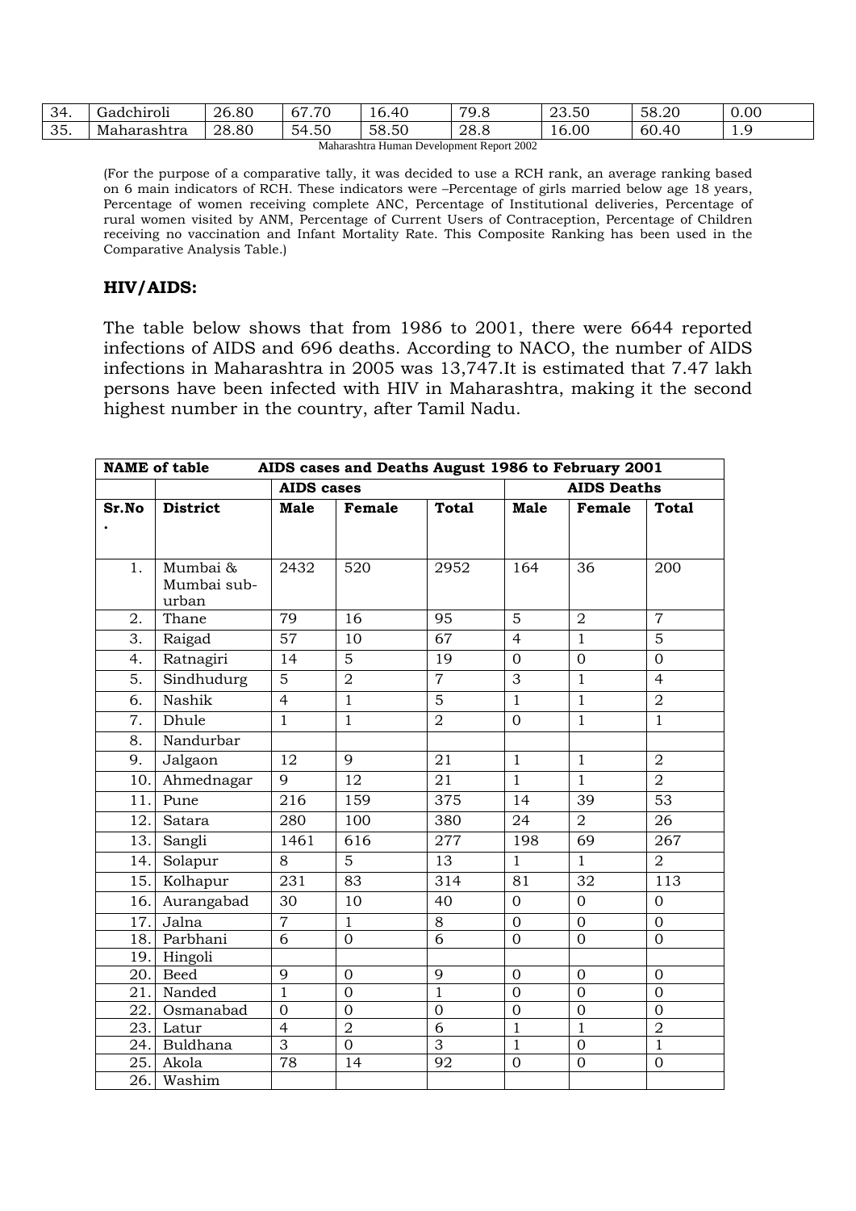| 34. | Gadchiroli | 26.80 | 67.70 | 16.40 | 79.8 | 23.50 | 58.20 | 0.00 |
|---|---|---|---|---|---|---|---|---|
| 35. | Maharashtra | 28.80 | 54.50 | 58.50 | 28.8 | 16.00 | 60.40 | 1.9 |

Maharashtra Human Development Report 2002

(For the purpose of a comparative tally, it was decided to use a RCH rank, an average ranking based on 6 main indicators of RCH. These indicators were –Percentage of girls married below age 18 years, Percentage of women receiving complete ANC, Percentage of Institutional deliveries, Percentage of rural women visited by ANM, Percentage of Current Users of Contraception, Percentage of Children receiving no vaccination and Infant Mortality Rate. This Composite Ranking has been used in the Comparative Analysis Table.)

## HIV/AIDS:

The table below shows that from 1986 to 2001, there were 6644 reported infections of AIDS and 696 deaths. According to NACO, the number of AIDS infections in Maharashtra in 2005 was 13,747.It is estimated that 7.47 lakh persons have been infected with HIV in Maharashtra, making it the second highest number in the country, after Tamil Nadu.

| **NAME of table** | **AIDS cases and Deaths August 1986 to February 2001** | | | | | | |
|---|---|---|---|---|---|---|---|
| | | **AIDS cases** | | | **AIDS Deaths** | | |
| **Sr.No.** | **District** | **Male** | **Female** | **Total** | **Male** | **Female** | **Total** |
| 1. | Mumbai & Mumbai sub-urban | 2432 | 520 | 2952 | 164 | 36 | 200 |
| 2. | Thane | 79 | 16 | 95 | 5 | 2 | 7 |
| 3. | Raigad | 57 | 10 | 67 | 4 | 1 | 5 |
| 4. | Ratnagiri | 14 | 5 | 19 | 0 | 0 | 0 |
| 5. | Sindhudurg | 5 | 2 | 7 | 3 | 1 | 4 |
| 6. | Nashik | 4 | 1 | 5 | 1 | 1 | 2 |
| 7. | Dhule | 1 | 1 | 2 | 0 | 1 | 1 |
| 8. | Nandurbar | | | | | | |
| 9. | Jalgaon | 12 | 9 | 21 | 1 | 1 | 2 |
| 10. | Ahmednagar | 9 | 12 | 21 | 1 | 1 | 2 |
| 11. | Pune | 216 | 159 | 375 | 14 | 39 | 53 |
| 12. | Satara | 280 | 100 | 380 | 24 | 2 | 26 |
| 13. | Sangli | 1461 | 616 | 277 | 198 | 69 | 267 |
| 14. | Solapur | 8 | 5 | 13 | 1 | 1 | 2 |
| 15. | Kolhapur | 231 | 83 | 314 | 81 | 32 | 113 |
| 16. | Aurangabad | 30 | 10 | 40 | 0 | 0 | 0 |
| 17. | Jalna | 7 | 1 | 8 | 0 | 0 | 0 |
| 18. | Parbhani | 6 | 0 | 6 | 0 | 0 | 0 |
| 19. | Hingoli | | | | | | |
| 20. | Beed | 9 | 0 | 9 | 0 | 0 | 0 |
| 21. | Nanded | 1 | 0 | 1 | 0 | 0 | 0 |
| 22. | Osmanabad | 0 | 0 | 0 | 0 | 0 | 0 |
| 23. | Latur | 4 | 2 | 6 | 1 | 1 | 2 |
| 24. | Buldhana | 3 | 0 | 3 | 1 | 0 | 1 |
| 25. | Akola | 78 | 14 | 92 | 0 | 0 | 0 |
| 26. | Washim | | | | | | |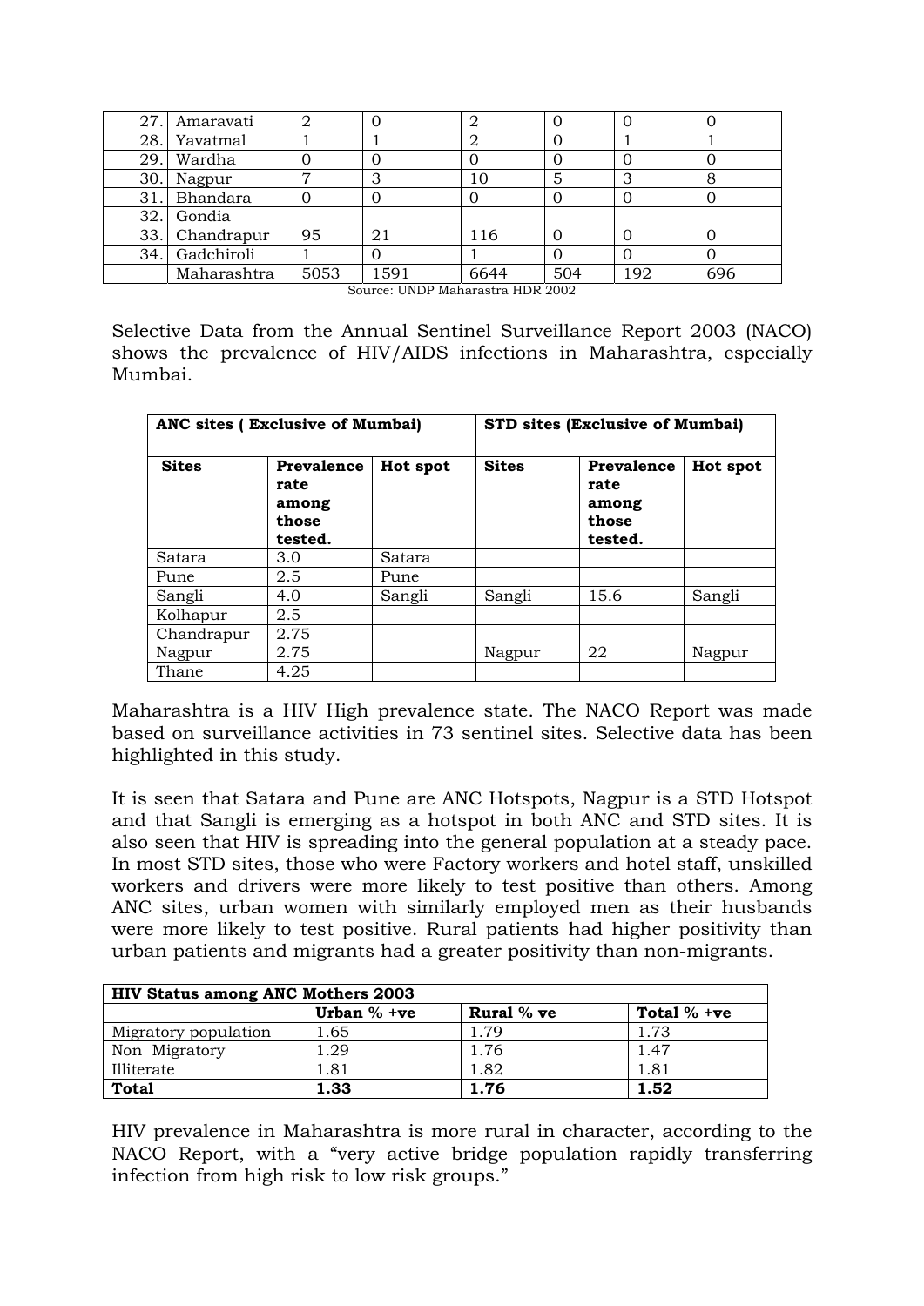| | | | | | | | |
|---|---|---|---|---|---|---|---|
| 27. | Amaravati | 2 | 0 | 2 | 0 | 0 | 0 |
| 28. | Yavatmal | 1 | 1 | 2 | 0 | 1 | 1 |
| 29. | Wardha | 0 | 0 | 0 | 0 | 0 | 0 |
| 30. | Nagpur | 7 | 3 | 10 | 5 | 3 | 8 |
| 31. | Bhandara | 0 | 0 | 0 | 0 | 0 | 0 |
| 32. | Gondia | | | | | | |
| 33. | Chandrapur | 95 | 21 | 116 | 0 | 0 | 0 |
| 34. | Gadchiroli | 1 | 0 | 1 | 0 | 0 | 0 |
| | Maharashtra | 5053 | 1591 | 6644 | 504 | 192 | 696 |

Source: UNDP Maharastra HDR 2002

Selective Data from the Annual Sentinel Surveillance Report 2003 (NACO) shows the prevalence of HIV/AIDS infections in Maharashtra, especially Mumbai.

| **ANC sites ( Exclusive of Mumbai)** | | | **STD sites (Exclusive of Mumbai)** | | |
|---|---|---|---|---|---|
| **Sites** | **Prevalence rate among those tested.** | **Hot spot** | **Sites** | **Prevalence rate among those tested.** | **Hot spot** |
| Satara | 3.0 | Satara | | | |
| Pune | 2.5 | Pune | | | |
| Sangli | 4.0 | Sangli | Sangli | 15.6 | Sangli |
| Kolhapur | 2.5 | | | | |
| Chandrapur | 2.75 | | | | |
| Nagpur | 2.75 | | Nagpur | 22 | Nagpur |
| Thane | 4.25 | | | | |

Maharashtra is a HIV High prevalence state. The NACO Report was made based on surveillance activities in 73 sentinel sites. Selective data has been highlighted in this study.

It is seen that Satara and Pune are ANC Hotspots, Nagpur is a STD Hotspot and that Sangli is emerging as a hotspot in both ANC and STD sites. It is also seen that HIV is spreading into the general population at a steady pace. In most STD sites, those who were Factory workers and hotel staff, unskilled workers and drivers were more likely to test positive than others. Among ANC sites, urban women with similarly employed men as their husbands were more likely to test positive. Rural patients had higher positivity than urban patients and migrants had a greater positivity than non-migrants.

| **HIV Status among ANC Mothers 2003** | | | |
|---|---|---|---|
| | **Urban % +ve** | **Rural % ve** | **Total % +ve** |
| Migratory population | 1.65 | 1.79 | 1.73 |
| Non Migratory | 1.29 | 1.76 | 1.47 |
| Illiterate | 1.81 | 1.82 | 1.81 |
| **Total** | **1.33** | **1.76** | **1.52** |

HIV prevalence in Maharashtra is more rural in character, according to the NACO Report, with a "very active bridge population rapidly transferring infection from high risk to low risk groups."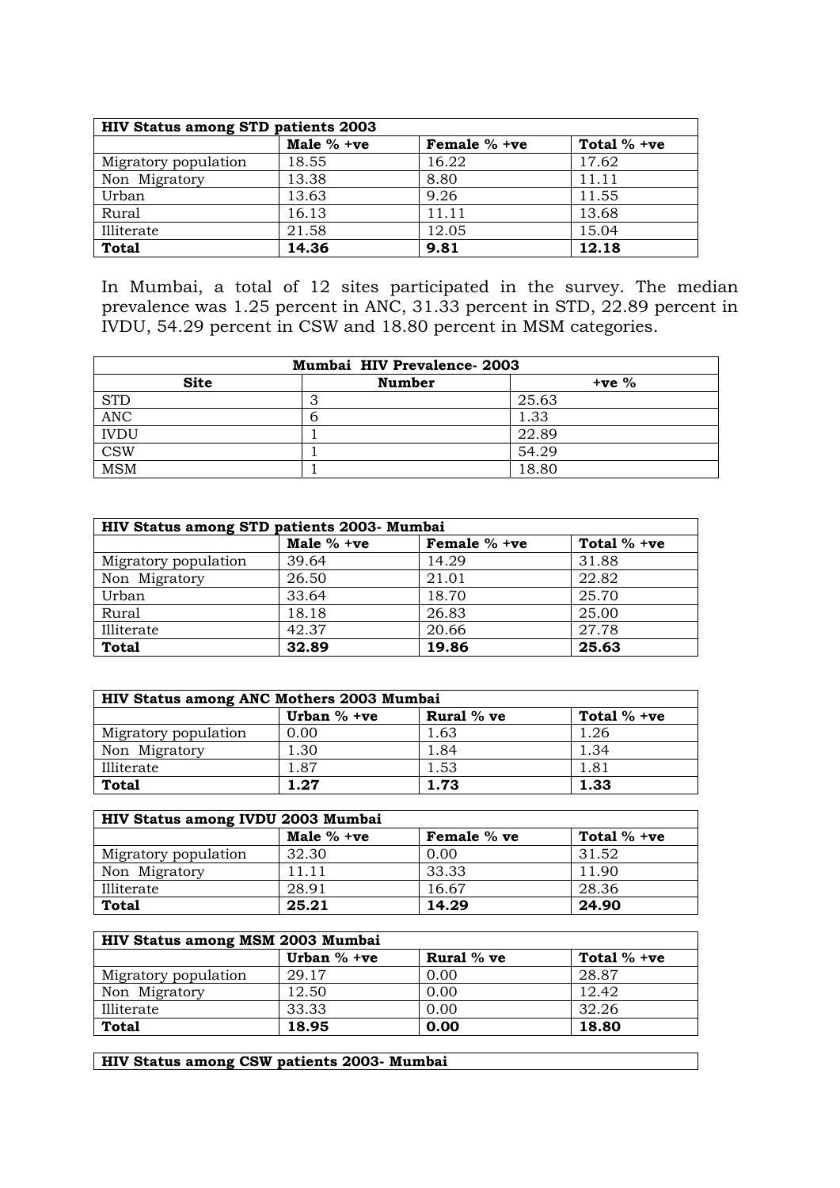| HIV Status among STD patients 2003 | | | |
|---|---|---|---|
| | **Male % +ve** | **Female % +ve** | **Total % +ve** |
| Migratory population | 18.55 | 16.22 | 17.62 |
| Non Migratory | 13.38 | 8.80 | 11.11 |
| Urban | 13.63 | 9.26 | 11.55 |
| Rural | 16.13 | 11.11 | 13.68 |
| Illiterate | 21.58 | 12.05 | 15.04 |
| **Total** | **14.36** | **9.81** | **12.18** |

In Mumbai, a total of 12 sites participated in the survey. The median prevalence was 1.25 percent in ANC, 31.33 percent in STD, 22.89 percent in IVDU, 54.29 percent in CSW and 18.80 percent in MSM categories.

| Mumbai HIV Prevalence- 2003 | | |
|---|---|---|
| **Site** | **Number** | **+ve %** |
| STD | 3 | 25.63 |
| ANC | 6 | 1.33 |
| IVDU | 1 | 22.89 |
| CSW | 1 | 54.29 |
| MSM | 1 | 18.80 |

| HIV Status among STD patients 2003- Mumbai | | | |
|---|---|---|---|
| | **Male % +ve** | **Female % +ve** | **Total % +ve** |
| Migratory population | 39.64 | 14.29 | 31.88 |
| Non Migratory | 26.50 | 21.01 | 22.82 |
| Urban | 33.64 | 18.70 | 25.70 |
| Rural | 18.18 | 26.83 | 25.00 |
| Illiterate | 42.37 | 20.66 | 27.78 |
| **Total** | **32.89** | **19.86** | **25.63** |

| HIV Status among ANC Mothers 2003 Mumbai | | | |
|---|---|---|---|
| | **Urban % +ve** | **Rural % ve** | **Total % +ve** |
| Migratory population | 0.00 | 1.63 | 1.26 |
| Non Migratory | 1.30 | 1.84 | 1.34 |
| Illiterate | 1.87 | 1.53 | 1.81 |
| **Total** | **1.27** | **1.73** | **1.33** |

| HIV Status among IVDU 2003 Mumbai | | | |
|---|---|---|---|
| | **Male % +ve** | **Female % ve** | **Total % +ve** |
| Migratory population | 32.30 | 0.00 | 31.52 |
| Non Migratory | 11.11 | 33.33 | 11.90 |
| Illiterate | 28.91 | 16.67 | 28.36 |
| **Total** | **25.21** | **14.29** | **24.90** |

| HIV Status among MSM 2003 Mumbai | | | |
|---|---|---|---|
| | **Urban % +ve** | **Rural % ve** | **Total % +ve** |
| Migratory population | 29.17 | 0.00 | 28.87 |
| Non Migratory | 12.50 | 0.00 | 12.42 |
| Illiterate | 33.33 | 0.00 | 32.26 |
| **Total** | **18.95** | **0.00** | **18.80** |

| HIV Status among CSW patients 2003- Mumbai |
|---|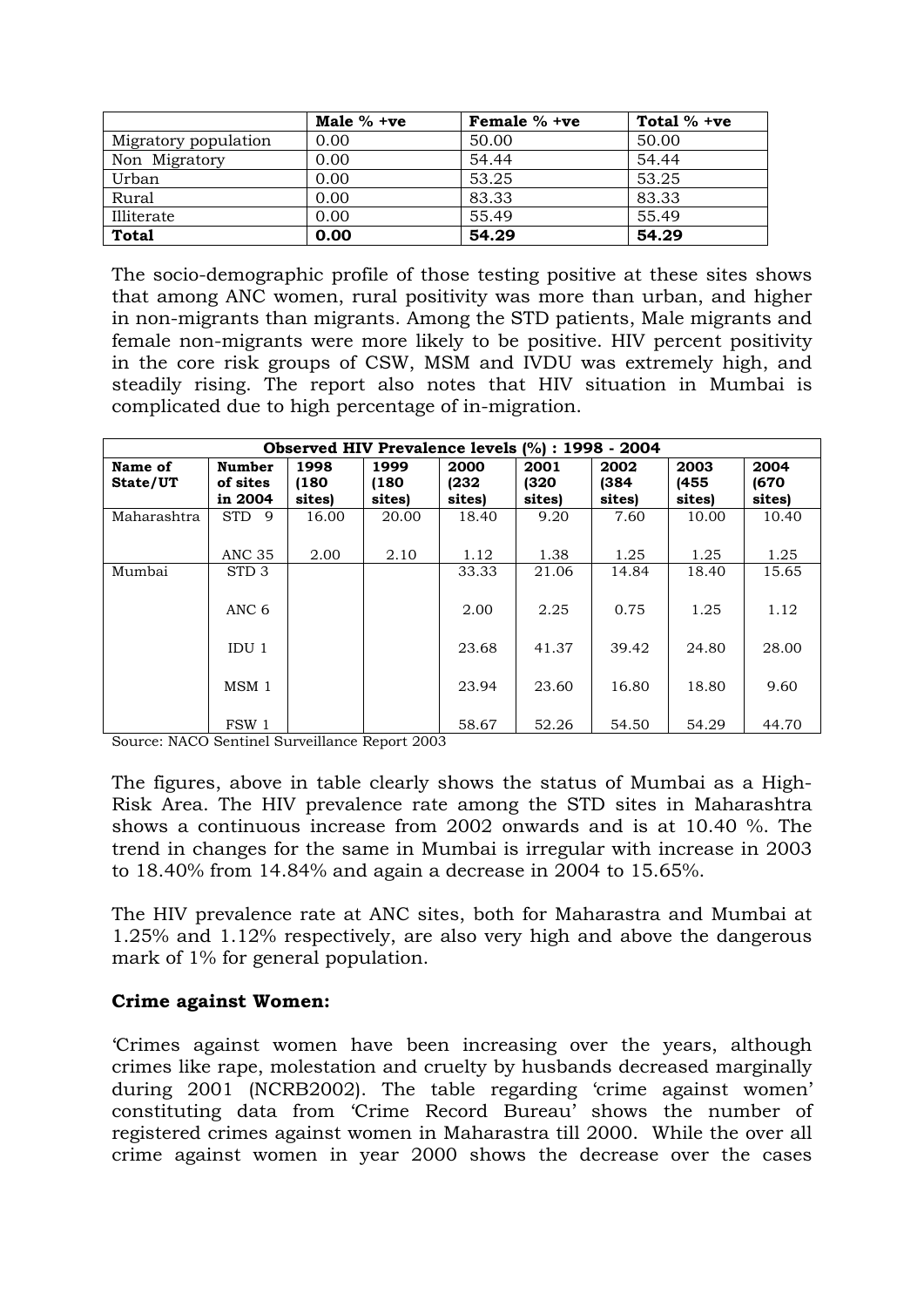| | Male % +ve | Female % +ve | Total % +ve |
|---|---|---|---|
| Migratory population | 0.00 | 50.00 | 50.00 |
| Non Migratory | 0.00 | 54.44 | 54.44 |
| Urban | 0.00 | 53.25 | 53.25 |
| Rural | 0.00 | 83.33 | 83.33 |
| Illiterate | 0.00 | 55.49 | 55.49 |
| **Total** | **0.00** | **54.29** | **54.29** |

The socio-demographic profile of those testing positive at these sites shows that among ANC women, rural positivity was more than urban, and higher in non-migrants than migrants. Among the STD patients, Male migrants and female non-migrants were more likely to be positive. HIV percent positivity in the core risk groups of CSW, MSM and IVDU was extremely high, and steadily rising. The report also notes that HIV situation in Mumbai is complicated due to high percentage of in-migration.

| Observed HIV Prevalence levels (%) : 1998 - 2004 | | | | | | | | |
|---|---|---|---|---|---|---|---|---|
| **Name of State/UT** | **Number of sites in 2004** | **1998 (180 sites)** | **1999 (180 sites)** | **2000 (232 sites)** | **2001 (320 sites)** | **2002 (384 sites)** | **2003 (455 sites)** | **2004 (670 sites)** |
| Maharashtra | STD 9 | 16.00 | 20.00 | 18.40 | 9.20 | 7.60 | 10.00 | 10.40 |
| | ANC 35 | 2.00 | 2.10 | 1.12 | 1.38 | 1.25 | 1.25 | 1.25 |
| Mumbai | STD 3 | | | 33.33 | 21.06 | 14.84 | 18.40 | 15.65 |
| | ANC 6 | | | 2.00 | 2.25 | 0.75 | 1.25 | 1.12 |
| | IDU 1 | | | 23.68 | 41.37 | 39.42 | 24.80 | 28.00 |
| | MSM 1 | | | 23.94 | 23.60 | 16.80 | 18.80 | 9.60 |
| | FSW 1 | | | 58.67 | 52.26 | 54.50 | 54.29 | 44.70 |

Source: NACO Sentinel Surveillance Report 2003

The figures, above in table clearly shows the status of Mumbai as a High-Risk Area. The HIV prevalence rate among the STD sites in Maharashtra shows a continuous increase from 2002 onwards and is at 10.40 %. The trend in changes for the same in Mumbai is irregular with increase in 2003 to 18.40% from 14.84% and again a decrease in 2004 to 15.65%.

The HIV prevalence rate at ANC sites, both for Maharastra and Mumbai at 1.25% and 1.12% respectively, are also very high and above the dangerous mark of 1% for general population.

**Crime against Women:**

'Crimes against women have been increasing over the years, although crimes like rape, molestation and cruelty by husbands decreased marginally during 2001 (NCRB2002). The table regarding 'crime against women' constituting data from 'Crime Record Bureau' shows the number of registered crimes against women in Maharastra till 2000. While the over all crime against women in year 2000 shows the decrease over the cases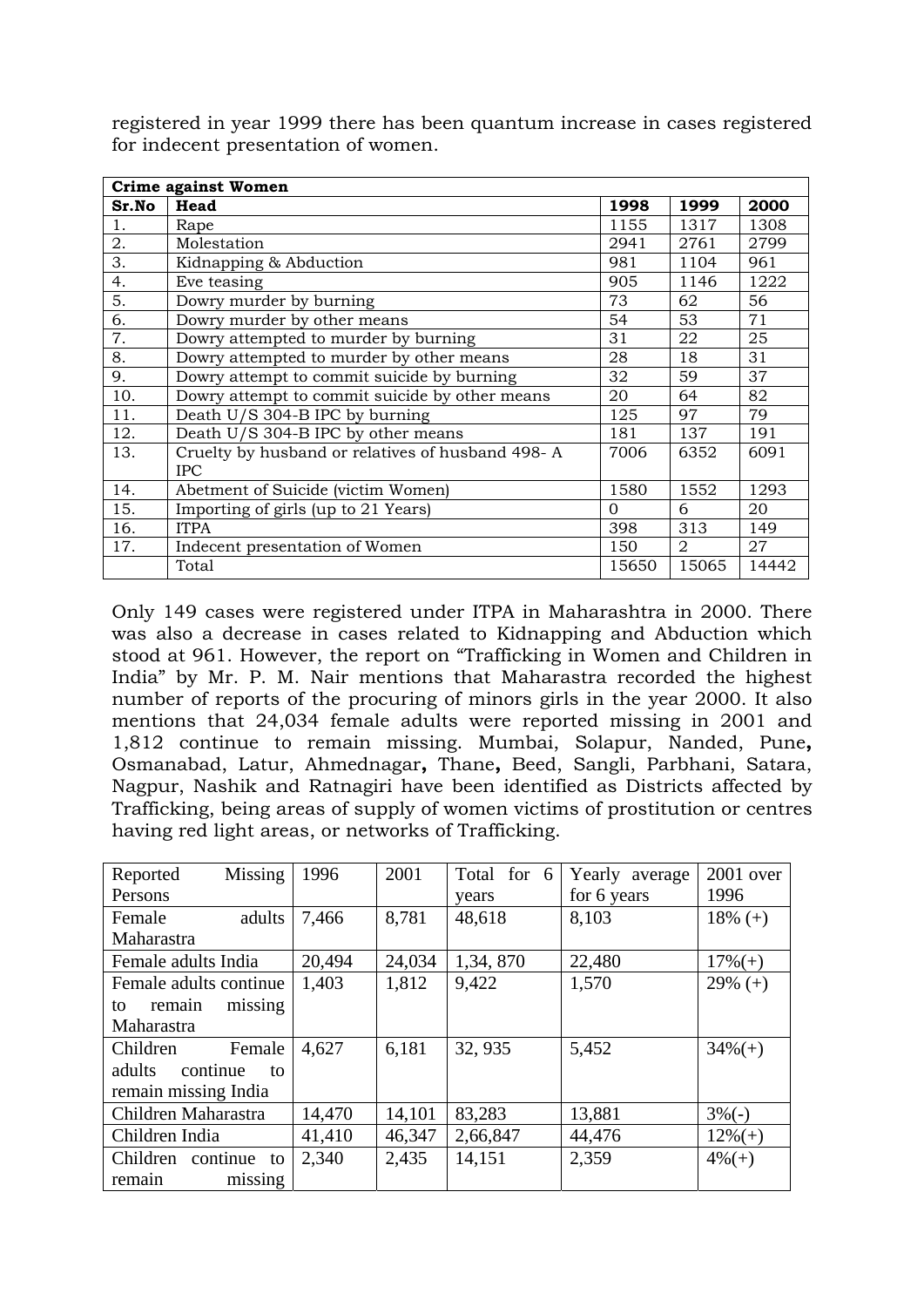registered in year 1999 there has been quantum increase in cases registered for indecent presentation of women.

| Crime against Women | | | | |
|---|---|---|---|---|
| **Sr.No** | **Head** | **1998** | **1999** | **2000** |
| 1. | Rape | 1155 | 1317 | 1308 |
| 2. | Molestation | 2941 | 2761 | 2799 |
| 3. | Kidnapping & Abduction | 981 | 1104 | 961 |
| 4. | Eve teasing | 905 | 1146 | 1222 |
| 5. | Dowry murder by burning | 73 | 62 | 56 |
| 6. | Dowry murder by other means | 54 | 53 | 71 |
| 7. | Dowry attempted to murder by burning | 31 | 22 | 25 |
| 8. | Dowry attempted to murder by other means | 28 | 18 | 31 |
| 9. | Dowry attempt to commit suicide by burning | 32 | 59 | 37 |
| 10. | Dowry attempt to commit suicide by other means | 20 | 64 | 82 |
| 11. | Death U/S 304-B IPC by burning | 125 | 97 | 79 |
| 12. | Death U/S 304-B IPC by other means | 181 | 137 | 191 |
| 13. | Cruelty by husband or relatives of husband 498- A IPC | 7006 | 6352 | 6091 |
| 14. | Abetment of Suicide (victim Women) | 1580 | 1552 | 1293 |
| 15. | Importing of girls (up to 21 Years) | 0 | 6 | 20 |
| 16. | ITPA | 398 | 313 | 149 |
| 17. | Indecent presentation of Women | 150 | 2 | 27 |
| | Total | 15650 | 15065 | 14442 |

Only 149 cases were registered under ITPA in Maharashtra in 2000. There was also a decrease in cases related to Kidnapping and Abduction which stood at 961. However, the report on "Trafficking in Women and Children in India" by Mr. P. M. Nair mentions that Maharastra recorded the highest number of reports of the procuring of minors girls in the year 2000. It also mentions that 24,034 female adults were reported missing in 2001 and 1,812 continue to remain missing. Mumbai, Solapur, Nanded, Pune**,** Osmanabad, Latur, Ahmednagar**,** Thane**,** Beed, Sangli, Parbhani, Satara, Nagpur, Nashik and Ratnagiri have been identified as Districts affected by Trafficking, being areas of supply of women victims of prostitution or centres having red light areas, or networks of Trafficking.

| Reported Missing Persons | 1996 | 2001 | Total for 6 years | Yearly average for 6 years | 2001 over 1996 |
|---|---|---|---|---|---|
| Female adults Maharastra | 7,466 | 8,781 | 48,618 | 8,103 | 18% (+) |
| Female adults India | 20,494 | 24,034 | 1,34, 870 | 22,480 | 17%(+) |
| Female adults continue to remain missing Maharastra | 1,403 | 1,812 | 9,422 | 1,570 | 29% (+) |
| Children Female adults continue to remain missing India | 4,627 | 6,181 | 32, 935 | 5,452 | 34%(+) |
| Children Maharastra | 14,470 | 14,101 | 83,283 | 13,881 | 3%(-) |
| Children India | 41,410 | 46,347 | 2,66,847 | 44,476 | 12%(+) |
| Children continue to remain missing | 2,340 | 2,435 | 14,151 | 2,359 | 4%(+) |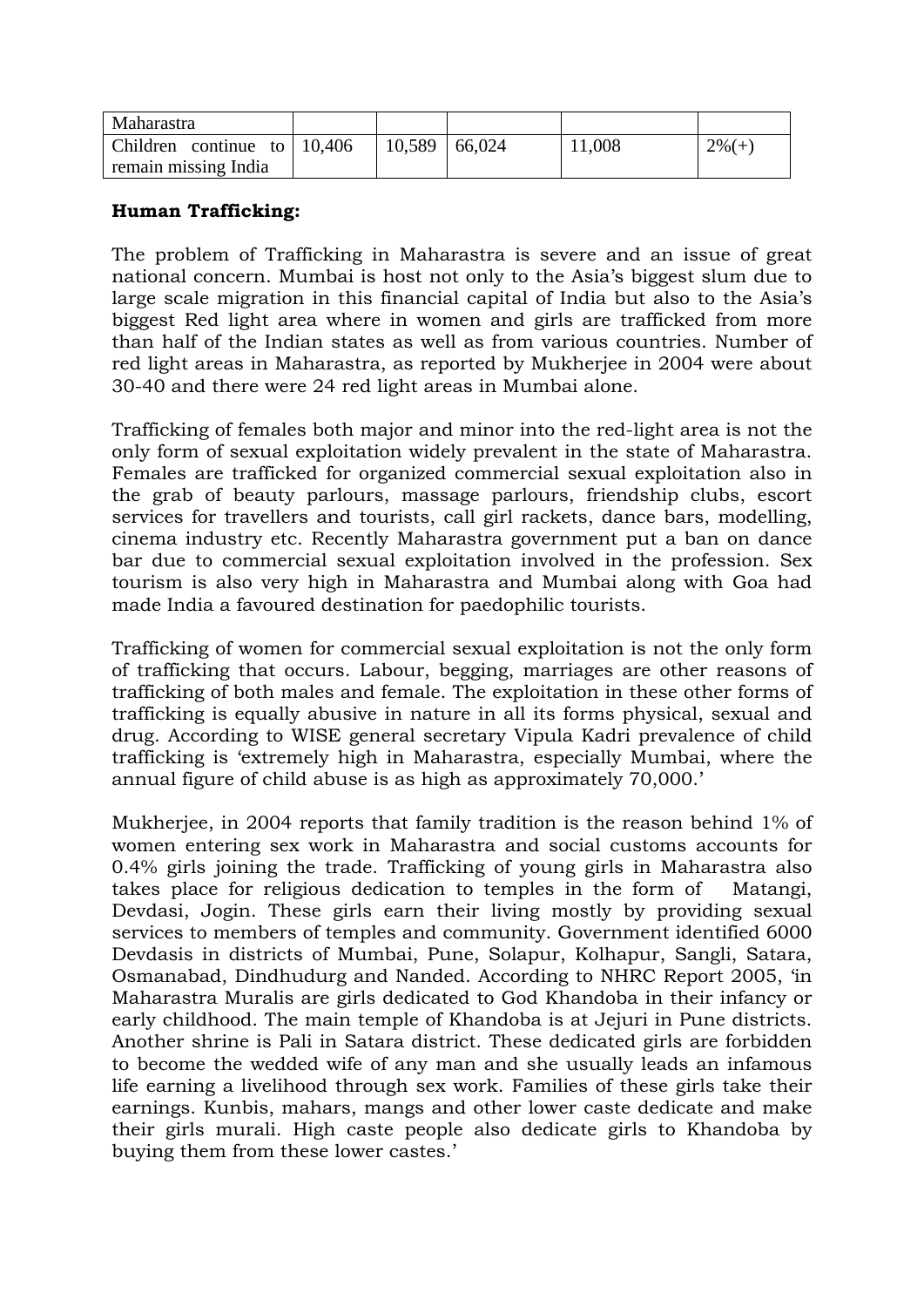| Maharastra | | | | | |
|---|---|---|---|---|---|
| Children continue to remain missing India | 10,406 | 10,589 | 66,024 | 11,008 | 2%(+) |

**Human Trafficking:**

The problem of Trafficking in Maharastra is severe and an issue of great national concern. Mumbai is host not only to the Asia's biggest slum due to large scale migration in this financial capital of India but also to the Asia's biggest Red light area where in women and girls are trafficked from more than half of the Indian states as well as from various countries. Number of red light areas in Maharastra, as reported by Mukherjee in 2004 were about 30-40 and there were 24 red light areas in Mumbai alone.

Trafficking of females both major and minor into the red-light area is not the only form of sexual exploitation widely prevalent in the state of Maharastra. Females are trafficked for organized commercial sexual exploitation also in the grab of beauty parlours, massage parlours, friendship clubs, escort services for travellers and tourists, call girl rackets, dance bars, modelling, cinema industry etc. Recently Maharastra government put a ban on dance bar due to commercial sexual exploitation involved in the profession. Sex tourism is also very high in Maharastra and Mumbai along with Goa had made India a favoured destination for paedophilic tourists.

Trafficking of women for commercial sexual exploitation is not the only form of trafficking that occurs. Labour, begging, marriages are other reasons of trafficking of both males and female. The exploitation in these other forms of trafficking is equally abusive in nature in all its forms physical, sexual and drug. According to WISE general secretary Vipula Kadri prevalence of child trafficking is 'extremely high in Maharastra, especially Mumbai, where the annual figure of child abuse is as high as approximately 70,000.'

Mukherjee, in 2004 reports that family tradition is the reason behind 1% of women entering sex work in Maharastra and social customs accounts for 0.4% girls joining the trade. Trafficking of young girls in Maharastra also takes place for religious dedication to temples in the form of Matangi, Devdasi, Jogin. These girls earn their living mostly by providing sexual services to members of temples and community. Government identified 6000 Devdasis in districts of Mumbai, Pune, Solapur, Kolhapur, Sangli, Satara, Osmanabad, Dindhudurg and Nanded. According to NHRC Report 2005, 'in Maharastra Muralis are girls dedicated to God Khandoba in their infancy or early childhood. The main temple of Khandoba is at Jejuri in Pune districts. Another shrine is Pali in Satara district. These dedicated girls are forbidden to become the wedded wife of any man and she usually leads an infamous life earning a livelihood through sex work. Families of these girls take their earnings. Kunbis, mahars, mangs and other lower caste dedicate and make their girls murali. High caste people also dedicate girls to Khandoba by buying them from these lower castes.'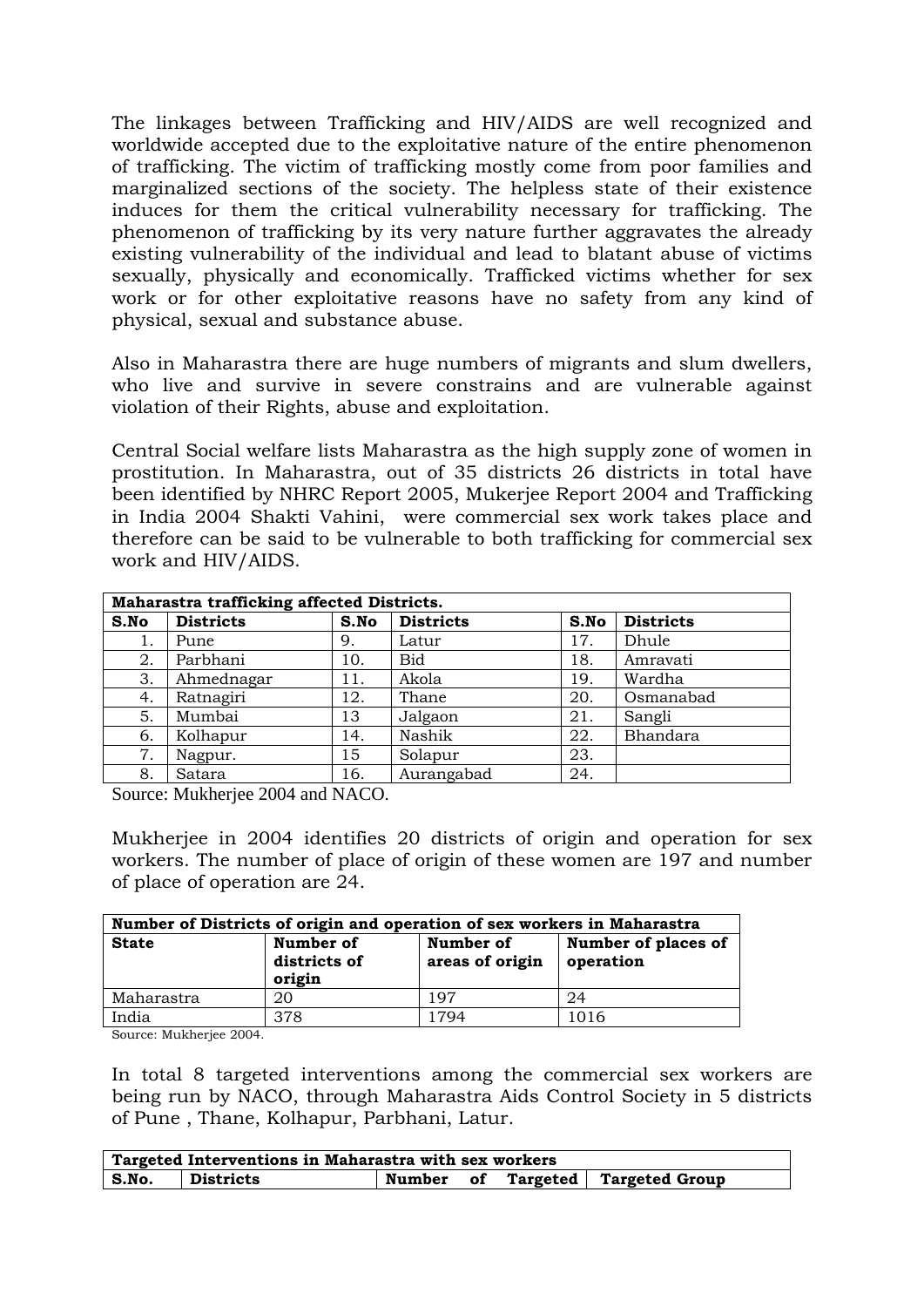The linkages between Trafficking and HIV/AIDS are well recognized and worldwide accepted due to the exploitative nature of the entire phenomenon of trafficking. The victim of trafficking mostly come from poor families and marginalized sections of the society. The helpless state of their existence induces for them the critical vulnerability necessary for trafficking. The phenomenon of trafficking by its very nature further aggravates the already existing vulnerability of the individual and lead to blatant abuse of victims sexually, physically and economically. Trafficked victims whether for sex work or for other exploitative reasons have no safety from any kind of physical, sexual and substance abuse.

Also in Maharastra there are huge numbers of migrants and slum dwellers, who live and survive in severe constrains and are vulnerable against violation of their Rights, abuse and exploitation.

Central Social welfare lists Maharastra as the high supply zone of women in prostitution. In Maharastra, out of 35 districts 26 districts in total have been identified by NHRC Report 2005, Mukerjee Report 2004 and Trafficking in India 2004 Shakti Vahini, were commercial sex work takes place and therefore can be said to be vulnerable to both trafficking for commercial sex work and HIV/AIDS.

| **Maharastra trafficking affected Districts.** | | | | | |
|---|---|---|---|---|---|
| **S.No** | **Districts** | **S.No** | **Districts** | **S.No** | **Districts** |
| 1. | Pune | 9. | Latur | 17. | Dhule |
| 2. | Parbhani | 10. | Bid | 18. | Amravati |
| 3. | Ahmednagar | 11. | Akola | 19. | Wardha |
| 4. | Ratnagiri | 12. | Thane | 20. | Osmanabad |
| 5. | Mumbai | 13 | Jalgaon | 21. | Sangli |
| 6. | Kolhapur | 14. | Nashik | 22. | Bhandara |
| 7. | Nagpur. | 15 | Solapur | 23. | |
| 8. | Satara | 16. | Aurangabad | 24. | |

Source: Mukherjee 2004 and NACO.

Mukherjee in 2004 identifies 20 districts of origin and operation for sex workers. The number of place of origin of these women are 197 and number of place of operation are 24.

| **Number of Districts of origin and operation of sex workers in Maharastra** | | | |
|---|---|---|---|
| **State** | **Number of districts of origin** | **Number of areas of origin** | **Number of places of operation** |
| Maharastra | 20 | 197 | 24 |
| India | 378 | 1794 | 1016 |

Source: Mukherjee 2004.

In total 8 targeted interventions among the commercial sex workers are being run by NACO, through Maharastra Aids Control Society in 5 districts of Pune , Thane, Kolhapur, Parbhani, Latur.

| **Targeted Interventions in Maharastra with sex workers** | | | |
|---|---|---|---|
| **S.No.** | **Districts** | **Number of Targeted** | **Targeted Group** |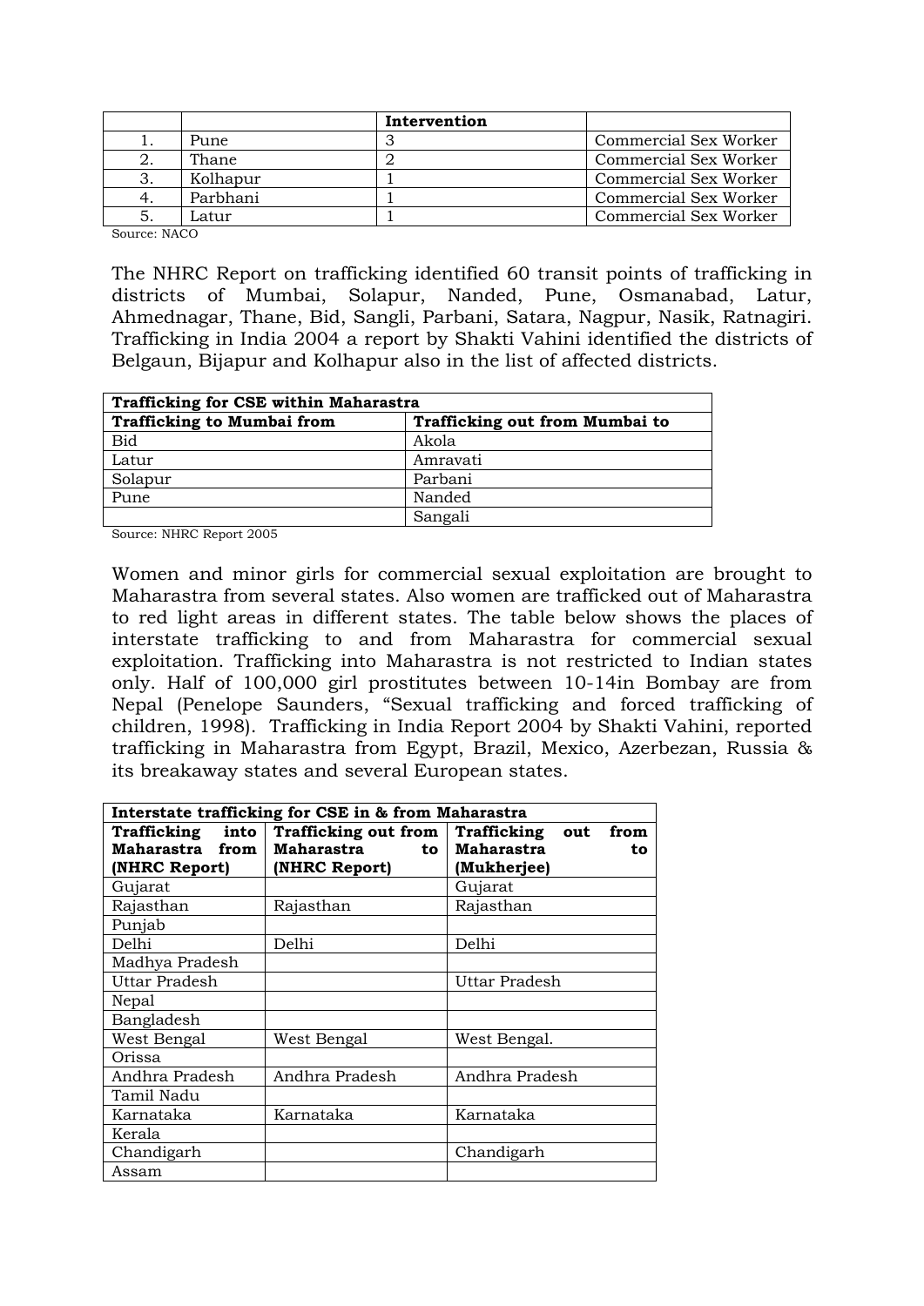| | | Intervention | |
|---|---|---|---|
| 1. | Pune | 3 | Commercial Sex Worker |
| 2. | Thane | 2 | Commercial Sex Worker |
| 3. | Kolhapur | 1 | Commercial Sex Worker |
| 4. | Parbhani | 1 | Commercial Sex Worker |
| 5. | Latur | 1 | Commercial Sex Worker |

Source: NACO

The NHRC Report on trafficking identified 60 transit points of trafficking in districts of Mumbai, Solapur, Nanded, Pune, Osmanabad, Latur, Ahmednagar, Thane, Bid, Sangli, Parbani, Satara, Nagpur, Nasik, Ratnagiri. Trafficking in India 2004 a report by Shakti Vahini identified the districts of Belgaun, Bijapur and Kolhapur also in the list of affected districts.

| **Trafficking for CSE within Maharastra** | |
|---|---|
| **Trafficking to Mumbai from** | **Trafficking out from Mumbai to** |
| Bid | Akola |
| Latur | Amravati |
| Solapur | Parbani |
| Pune | Nanded |
| | Sangali |

Source: NHRC Report 2005

Women and minor girls for commercial sexual exploitation are brought to Maharastra from several states. Also women are trafficked out of Maharastra to red light areas in different states. The table below shows the places of interstate trafficking to and from Maharastra for commercial sexual exploitation. Trafficking into Maharastra is not restricted to Indian states only. Half of 100,000 girl prostitutes between 10-14in Bombay are from Nepal (Penelope Saunders, "Sexual trafficking and forced trafficking of children, 1998). Trafficking in India Report 2004 by Shakti Vahini, reported trafficking in Maharastra from Egypt, Brazil, Mexico, Azerbezan, Russia & its breakaway states and several European states.

| **Interstate trafficking for CSE in & from Maharastra** | | |
|---|---|---|
| **Trafficking into Maharastra from (NHRC Report)** | **Trafficking out from Maharastra to (NHRC Report)** | **Trafficking out from Maharastra to (Mukherjee)** |
| Gujarat | | Gujarat |
| Rajasthan | Rajasthan | Rajasthan |
| Punjab | | |
| Delhi | Delhi | Delhi |
| Madhya Pradesh | | |
| Uttar Pradesh | | Uttar Pradesh |
| Nepal | | |
| Bangladesh | | |
| West Bengal | West Bengal | West Bengal. |
| Orissa | | |
| Andhra Pradesh | Andhra Pradesh | Andhra Pradesh |
| Tamil Nadu | | |
| Karnataka | Karnataka | Karnataka |
| Kerala | | |
| Chandigarh | | Chandigarh |
| Assam | | |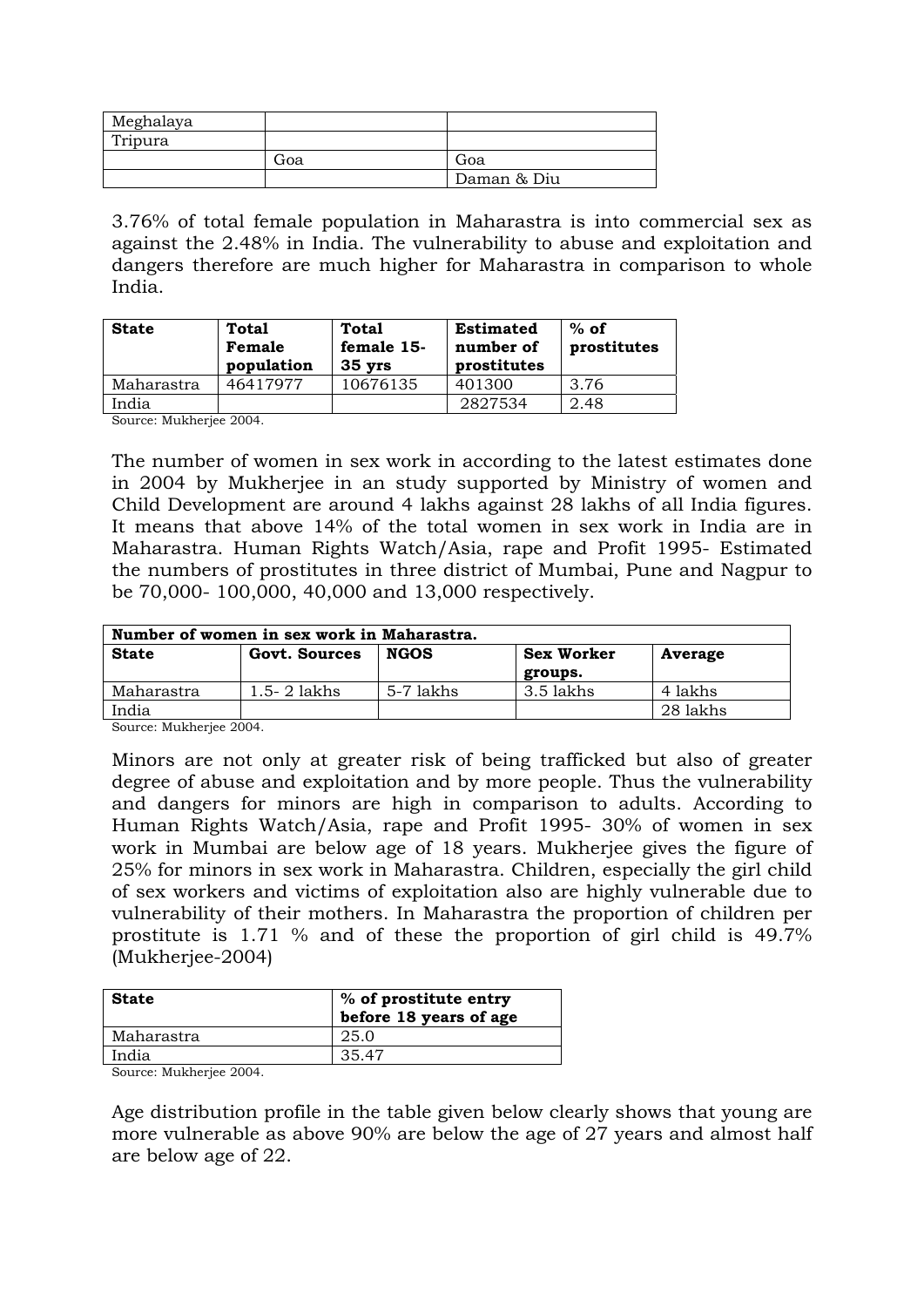| Meghalaya | | |
| --- | --- | --- |
| Tripura | | |
| | Goa | Goa |
| | | Daman & Diu |

3.76% of total female population in Maharastra is into commercial sex as against the 2.48% in India. The vulnerability to abuse and exploitation and dangers therefore are much higher for Maharastra in comparison to whole India.

| **State** | **Total Female population** | **Total female 15-35 yrs** | **Estimated number of prostitutes** | **% of prostitutes** |
| --- | --- | --- | --- | --- |
| Maharastra | 46417977 | 10676135 | 401300 | 3.76 |
| India | | | 2827534 | 2.48 |

Source: Mukherjee 2004.

The number of women in sex work in according to the latest estimates done in 2004 by Mukherjee in an study supported by Ministry of women and Child Development are around 4 lakhs against 28 lakhs of all India figures. It means that above 14% of the total women in sex work in India are in Maharastra. Human Rights Watch/Asia, rape and Profit 1995- Estimated the numbers of prostitutes in three district of Mumbai, Pune and Nagpur to be 70,000- 100,000, 40,000 and 13,000 respectively.

| **Number of women in sex work in Maharastra.** | | | | |
| --- | --- | --- | --- | --- |
| **State** | **Govt. Sources** | **NGOS** | **Sex Worker groups.** | **Average** |
| Maharastra | 1.5- 2 lakhs | 5-7 lakhs | 3.5 lakhs | 4 lakhs |
| India | | | | 28 lakhs |

Source: Mukherjee 2004.

Minors are not only at greater risk of being trafficked but also of greater degree of abuse and exploitation and by more people. Thus the vulnerability and dangers for minors are high in comparison to adults. According to Human Rights Watch/Asia, rape and Profit 1995- 30% of women in sex work in Mumbai are below age of 18 years. Mukherjee gives the figure of 25% for minors in sex work in Maharastra. Children, especially the girl child of sex workers and victims of exploitation also are highly vulnerable due to vulnerability of their mothers. In Maharastra the proportion of children per prostitute is 1.71 % and of these the proportion of girl child is 49.7% (Mukherjee-2004)

| **State** | **% of prostitute entry before 18 years of age** |
| --- | --- |
| Maharastra | 25.0 |
| India | 35.47 |

Source: Mukherjee 2004.

Age distribution profile in the table given below clearly shows that young are more vulnerable as above 90% are below the age of 27 years and almost half are below age of 22.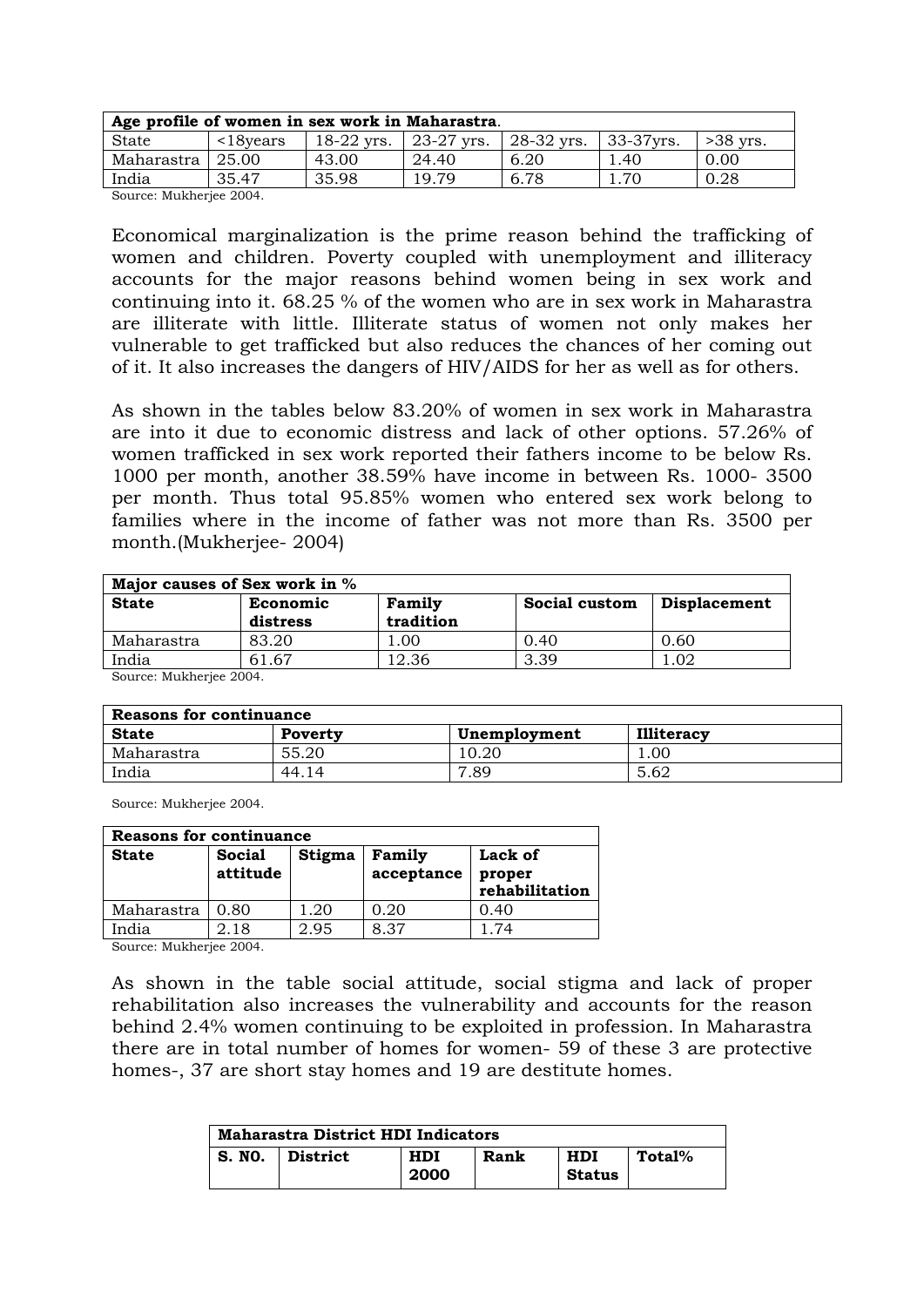| Age profile of women in sex work in Maharastra. | | | | | | |
|---|---|---|---|---|---|---|
| State | <18years | 18-22 yrs. | 23-27 yrs. | 28-32 yrs. | 33-37yrs. | >38 yrs. |
| Maharastra | 25.00 | 43.00 | 24.40 | 6.20 | 1.40 | 0.00 |
| India | 35.47 | 35.98 | 19.79 | 6.78 | 1.70 | 0.28 |

Source: Mukherjee 2004.

Economical marginalization is the prime reason behind the trafficking of women and children. Poverty coupled with unemployment and illiteracy accounts for the major reasons behind women being in sex work and continuing into it. 68.25 % of the women who are in sex work in Maharastra are illiterate with little. Illiterate status of women not only makes her vulnerable to get trafficked but also reduces the chances of her coming out of it. It also increases the dangers of HIV/AIDS for her as well as for others.

As shown in the tables below 83.20% of women in sex work in Maharastra are into it due to economic distress and lack of other options. 57.26% of women trafficked in sex work reported their fathers income to be below Rs. 1000 per month, another 38.59% have income in between Rs. 1000- 3500 per month. Thus total 95.85% women who entered sex work belong to families where in the income of father was not more than Rs. 3500 per month.(Mukherjee- 2004)

| Major causes of Sex work in % | | | | |
|---|---|---|---|---|
| **State** | **Economic distress** | **Family tradition** | **Social custom** | **Displacement** |
| Maharastra | 83.20 | 1.00 | 0.40 | 0.60 |
| India | 61.67 | 12.36 | 3.39 | 1.02 |

Source: Mukherjee 2004.

| Reasons for continuance | | | |
|---|---|---|---|
| **State** | **Poverty** | **Unemployment** | **Illiteracy** |
| Maharastra | 55.20 | 10.20 | 1.00 |
| India | 44.14 | 7.89 | 5.62 |

Source: Mukherjee 2004.

| Reasons for continuance | | | | |
|---|---|---|---|---|
| **State** | **Social attitude** | **Stigma** | **Family acceptance** | **Lack of proper rehabilitation** |
| Maharastra | 0.80 | 1.20 | 0.20 | 0.40 |
| India | 2.18 | 2.95 | 8.37 | 1.74 |

Source: Mukherjee 2004.

As shown in the table social attitude, social stigma and lack of proper rehabilitation also increases the vulnerability and accounts for the reason behind 2.4% women continuing to be exploited in profession. In Maharastra there are in total number of homes for women- 59 of these 3 are protective homes-, 37 are short stay homes and 19 are destitute homes.

| Maharastra District HDI Indicators | | | | | |
|---|---|---|---|---|---|
| **S. N0.** | **District** | **HDI 2000** | **Rank** | **HDI Status** | **Total%** |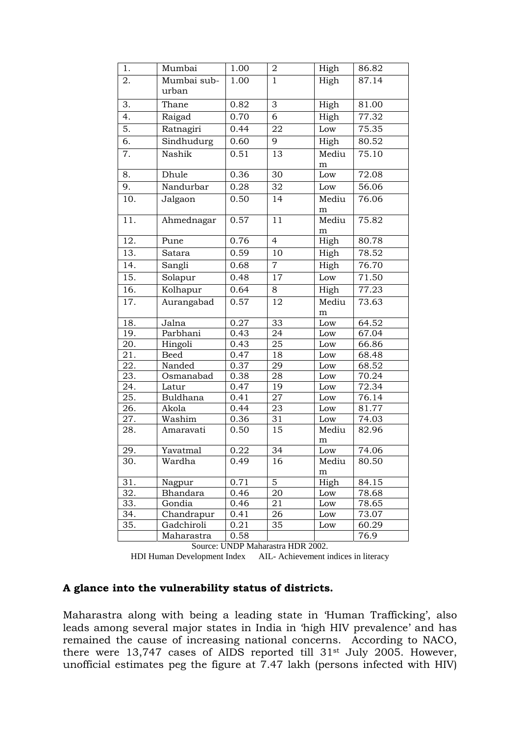| 1. | Mumbai | 1.00 | 2 | High | 86.82 |
|---|---|---|---|---|---|
| 2. | Mumbai sub-urban | 1.00 | 1 | High | 87.14 |
| 3. | Thane | 0.82 | 3 | High | 81.00 |
| 4. | Raigad | 0.70 | 6 | High | 77.32 |
| 5. | Ratnagiri | 0.44 | 22 | Low | 75.35 |
| 6. | Sindhudurg | 0.60 | 9 | High | 80.52 |
| 7. | Nashik | 0.51 | 13 | Medium | 75.10 |
| 8. | Dhule | 0.36 | 30 | Low | 72.08 |
| 9. | Nandurbar | 0.28 | 32 | Low | 56.06 |
| 10. | Jalgaon | 0.50 | 14 | Medium | 76.06 |
| 11. | Ahmednagar | 0.57 | 11 | Medium | 75.82 |
| 12. | Pune | 0.76 | 4 | High | 80.78 |
| 13. | Satara | 0.59 | 10 | High | 78.52 |
| 14. | Sangli | 0.68 | 7 | High | 76.70 |
| 15. | Solapur | 0.48 | 17 | Low | 71.50 |
| 16. | Kolhapur | 0.64 | 8 | High | 77.23 |
| 17. | Aurangabad | 0.57 | 12 | Medium | 73.63 |
| 18. | Jalna | 0.27 | 33 | Low | 64.52 |
| 19. | Parbhani | 0.43 | 24 | Low | 67.04 |
| 20. | Hingoli | 0.43 | 25 | Low | 66.86 |
| 21. | Beed | 0.47 | 18 | Low | 68.48 |
| 22. | Nanded | 0.37 | 29 | Low | 68.52 |
| 23. | Osmanabad | 0.38 | 28 | Low | 70.24 |
| 24. | Latur | 0.47 | 19 | Low | 72.34 |
| 25. | Buldhana | 0.41 | 27 | Low | 76.14 |
| 26. | Akola | 0.44 | 23 | Low | 81.77 |
| 27. | Washim | 0.36 | 31 | Low | 74.03 |
| 28. | Amaravati | 0.50 | 15 | Medium | 82.96 |
| 29. | Yavatmal | 0.22 | 34 | Low | 74.06 |
| 30. | Wardha | 0.49 | 16 | Medium | 80.50 |
| 31. | Nagpur | 0.71 | 5 | High | 84.15 |
| 32. | Bhandara | 0.46 | 20 | Low | 78.68 |
| 33. | Gondia | 0.46 | 21 | Low | 78.65 |
| 34. | Chandrapur | 0.41 | 26 | Low | 73.07 |
| 35. | Gadchiroli | 0.21 | 35 | Low | 60.29 |
| | Maharastra | 0.58 | | | 76.9 |

Source: UNDP Maharastra HDR 2002.

HDI Human Development Index AIL- Achievement indices in literacy

**A glance into the vulnerability status of districts.**

Maharastra along with being a leading state in 'Human Trafficking', also leads among several major states in India in 'high HIV prevalence' and has remained the cause of increasing national concerns. According to NACO, there were 13,747 cases of AIDS reported till 31st July 2005. However, unofficial estimates peg the figure at 7.47 lakh (persons infected with HIV)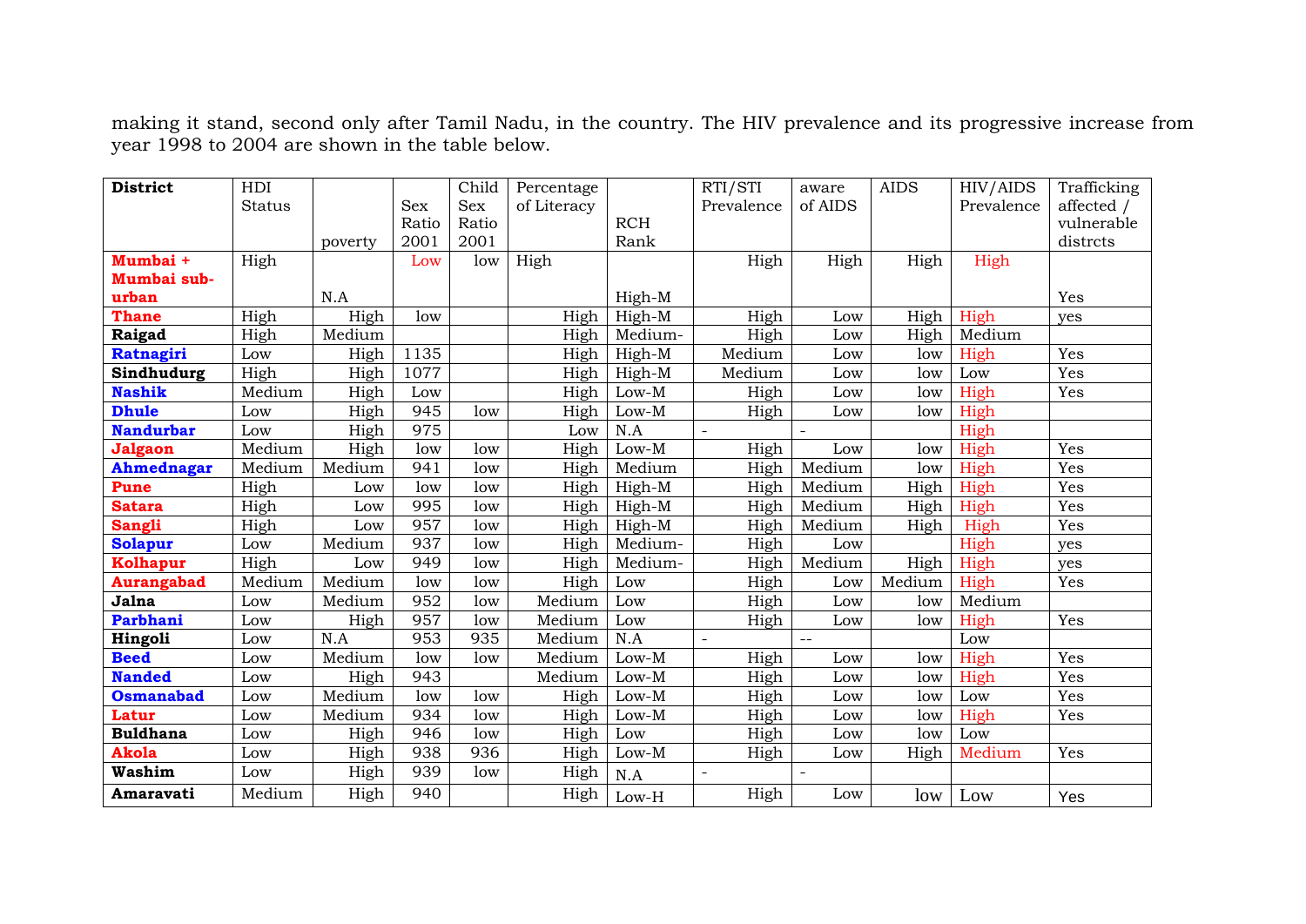making it stand, second only after Tamil Nadu, in the country. The HIV prevalence and its progressive increase from year 1998 to 2004 are shown in the table below.

| District | HDI Status | poverty | Sex Ratio 2001 | Child Sex Ratio 2001 | Percentage of Literacy | RCH Rank | RTI/STI Prevalence | aware of AIDS | AIDS | HIV/AIDS Prevalence | Trafficking affected / vulnerable distrcts |
|---|---|---|---|---|---|---|---|---|---|---|---|
| **Mumbai + Mumbai sub-urban** | High | N.A | Low | low | High | High-M | High | High | High | High | Yes |
| **Thane** | High | High | low | | High | High-M | High | Low | High | High | yes |
| **Raigad** | High | Medium | | | High | Medium- | High | Low | High | Medium | |
| **Ratnagiri** | Low | High | 1135 | | High | High-M | Medium | Low | low | High | Yes |
| **Sindhudurg** | High | High | 1077 | | High | High-M | Medium | Low | low | Low | Yes |
| **Nashik** | Medium | High | Low | | High | Low-M | High | Low | low | High | Yes |
| **Dhule** | Low | High | 945 | low | High | Low-M | High | Low | low | High | |
| **Nandurbar** | Low | High | 975 | | Low | N.A | - | - | | High | |
| **Jalgaon** | Medium | High | low | low | High | Low-M | High | Low | low | High | Yes |
| **Ahmednagar** | Medium | Medium | 941 | low | High | Medium | High | Medium | low | High | Yes |
| **Pune** | High | Low | low | low | High | High-M | High | Medium | High | High | Yes |
| **Satara** | High | Low | 995 | low | High | High-M | High | Medium | High | High | Yes |
| **Sangli** | High | Low | 957 | low | High | High-M | High | Medium | High | High | Yes |
| **Solapur** | Low | Medium | 937 | low | High | Medium- | High | Low | | High | yes |
| **Kolhapur** | High | Low | 949 | low | High | Medium- | High | Medium | High | High | yes |
| **Aurangabad** | Medium | Medium | low | low | High | Low | High | Low | Medium | High | Yes |
| **Jalna** | Low | Medium | 952 | low | Medium | Low | High | Low | low | Medium | |
| **Parbhani** | Low | High | 957 | low | Medium | Low | High | Low | low | High | Yes |
| **Hingoli** | Low | N.A | 953 | 935 | Medium | N.A | - | -- | | Low | |
| **Beed** | Low | Medium | low | low | Medium | Low-M | High | Low | low | High | Yes |
| **Nanded** | Low | High | 943 | | Medium | Low-M | High | Low | low | High | Yes |
| **Osmanabad** | Low | Medium | low | low | High | Low-M | High | Low | low | Low | Yes |
| **Latur** | Low | Medium | 934 | low | High | Low-M | High | Low | low | High | Yes |
| **Buldhana** | Low | High | 946 | low | High | Low | High | Low | low | Low | |
| **Akola** | Low | High | 938 | 936 | High | Low-M | High | Low | High | Medium | Yes |
| **Washim** | Low | High | 939 | low | High | N.A | - | - | | | |
| **Amaravati** | Medium | High | 940 | | High | Low-H | High | Low | low | Low | Yes |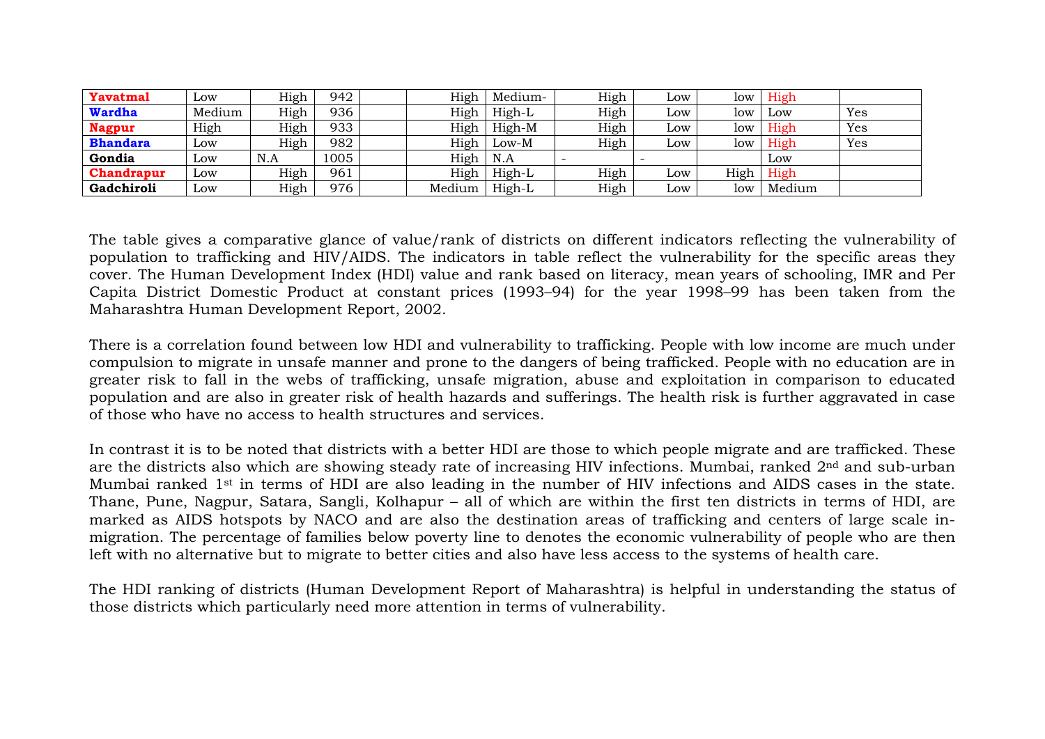| | | | | | | | | | | | |
|---|---|---|---|---|---|---|---|---|---|---|---|
| **Yavatmal** | Low | High | 942 | | High | Medium- | High | Low | low | High | |
| **Wardha** | Medium | High | 936 | | High | High-L | High | Low | low | Low | Yes |
| **Nagpur** | High | High | 933 | | High | High-M | High | Low | low | High | Yes |
| **Bhandara** | Low | High | 982 | | High | Low-M | High | Low | low | High | Yes |
| **Gondia** | Low | N.A | 1005 | | High | N.A | - | - | | Low | |
| **Chandrapur** | Low | High | 961 | | High | High-L | High | Low | High | High | |
| **Gadchiroli** | Low | High | 976 | | Medium | High-L | High | Low | low | Medium | |

The table gives a comparative glance of value/rank of districts on different indicators reflecting the vulnerability of population to trafficking and HIV/AIDS. The indicators in table reflect the vulnerability for the specific areas they cover. The Human Development Index (HDI) value and rank based on literacy, mean years of schooling, IMR and Per Capita District Domestic Product at constant prices (1993–94) for the year 1998–99 has been taken from the Maharashtra Human Development Report, 2002.

There is a correlation found between low HDI and vulnerability to trafficking. People with low income are much under compulsion to migrate in unsafe manner and prone to the dangers of being trafficked. People with no education are in greater risk to fall in the webs of trafficking, unsafe migration, abuse and exploitation in comparison to educated population and are also in greater risk of health hazards and sufferings. The health risk is further aggravated in case of those who have no access to health structures and services.

In contrast it is to be noted that districts with a better HDI are those to which people migrate and are trafficked. These are the districts also which are showing steady rate of increasing HIV infections. Mumbai, ranked 2nd and sub-urban Mumbai ranked 1st in terms of HDI are also leading in the number of HIV infections and AIDS cases in the state. Thane, Pune, Nagpur, Satara, Sangli, Kolhapur – all of which are within the first ten districts in terms of HDI, are marked as AIDS hotspots by NACO and are also the destination areas of trafficking and centers of large scale in-migration. The percentage of families below poverty line to denotes the economic vulnerability of people who are then left with no alternative but to migrate to better cities and also have less access to the systems of health care.

The HDI ranking of districts (Human Development Report of Maharashtra) is helpful in understanding the status of those districts which particularly need more attention in terms of vulnerability.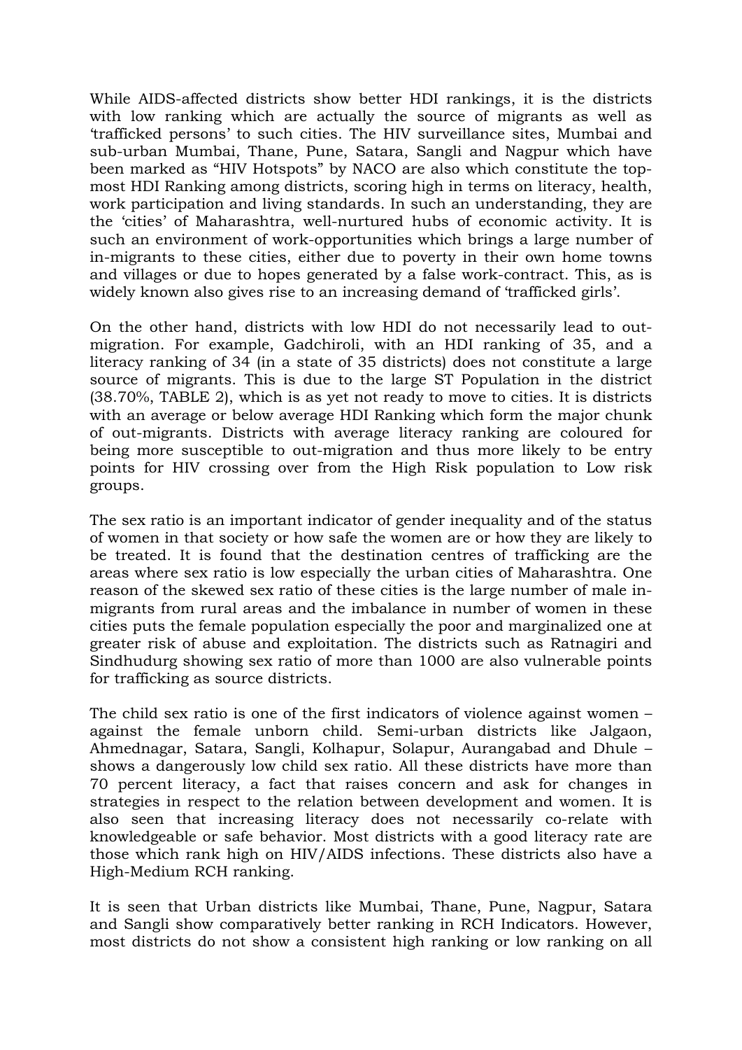While AIDS-affected districts show better HDI rankings, it is the districts with low ranking which are actually the source of migrants as well as 'trafficked persons' to such cities. The HIV surveillance sites, Mumbai and sub-urban Mumbai, Thane, Pune, Satara, Sangli and Nagpur which have been marked as "HIV Hotspots" by NACO are also which constitute the top-most HDI Ranking among districts, scoring high in terms on literacy, health, work participation and living standards. In such an understanding, they are the 'cities' of Maharashtra, well-nurtured hubs of economic activity. It is such an environment of work-opportunities which brings a large number of in-migrants to these cities, either due to poverty in their own home towns and villages or due to hopes generated by a false work-contract. This, as is widely known also gives rise to an increasing demand of 'trafficked girls'.

On the other hand, districts with low HDI do not necessarily lead to out-migration. For example, Gadchiroli, with an HDI ranking of 35, and a literacy ranking of 34 (in a state of 35 districts) does not constitute a large source of migrants. This is due to the large ST Population in the district (38.70%, TABLE 2), which is as yet not ready to move to cities. It is districts with an average or below average HDI Ranking which form the major chunk of out-migrants. Districts with average literacy ranking are coloured for being more susceptible to out-migration and thus more likely to be entry points for HIV crossing over from the High Risk population to Low risk groups.

The sex ratio is an important indicator of gender inequality and of the status of women in that society or how safe the women are or how they are likely to be treated. It is found that the destination centres of trafficking are the areas where sex ratio is low especially the urban cities of Maharashtra. One reason of the skewed sex ratio of these cities is the large number of male in-migrants from rural areas and the imbalance in number of women in these cities puts the female population especially the poor and marginalized one at greater risk of abuse and exploitation. The districts such as Ratnagiri and Sindhudurg showing sex ratio of more than 1000 are also vulnerable points for trafficking as source districts.

The child sex ratio is one of the first indicators of violence against women – against the female unborn child. Semi-urban districts like Jalgaon, Ahmednagar, Satara, Sangli, Kolhapur, Solapur, Aurangabad and Dhule – shows a dangerously low child sex ratio. All these districts have more than 70 percent literacy, a fact that raises concern and ask for changes in strategies in respect to the relation between development and women. It is also seen that increasing literacy does not necessarily co-relate with knowledgeable or safe behavior. Most districts with a good literacy rate are those which rank high on HIV/AIDS infections. These districts also have a High-Medium RCH ranking.

It is seen that Urban districts like Mumbai, Thane, Pune, Nagpur, Satara and Sangli show comparatively better ranking in RCH Indicators. However, most districts do not show a consistent high ranking or low ranking on all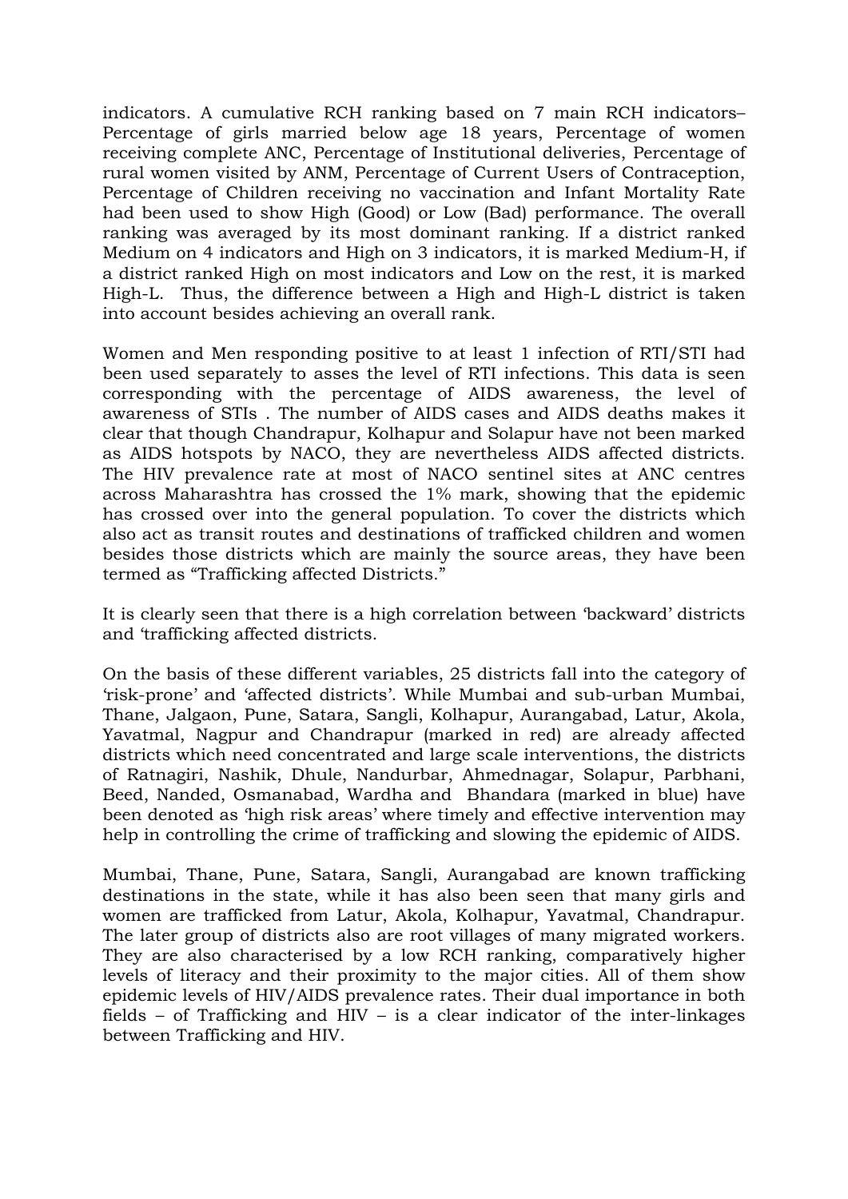indicators. A cumulative RCH ranking based on 7 main RCH indicators– Percentage of girls married below age 18 years, Percentage of women receiving complete ANC, Percentage of Institutional deliveries, Percentage of rural women visited by ANM, Percentage of Current Users of Contraception, Percentage of Children receiving no vaccination and Infant Mortality Rate had been used to show High (Good) or Low (Bad) performance. The overall ranking was averaged by its most dominant ranking. If a district ranked Medium on 4 indicators and High on 3 indicators, it is marked Medium-H, if a district ranked High on most indicators and Low on the rest, it is marked High-L. Thus, the difference between a High and High-L district is taken into account besides achieving an overall rank.

Women and Men responding positive to at least 1 infection of RTI/STI had been used separately to asses the level of RTI infections. This data is seen corresponding with the percentage of AIDS awareness, the level of awareness of STIs . The number of AIDS cases and AIDS deaths makes it clear that though Chandrapur, Kolhapur and Solapur have not been marked as AIDS hotspots by NACO, they are nevertheless AIDS affected districts. The HIV prevalence rate at most of NACO sentinel sites at ANC centres across Maharashtra has crossed the 1% mark, showing that the epidemic has crossed over into the general population. To cover the districts which also act as transit routes and destinations of trafficked children and women besides those districts which are mainly the source areas, they have been termed as “Trafficking affected Districts.”

It is clearly seen that there is a high correlation between ‘backward’ districts and ‘trafficking affected districts.

On the basis of these different variables, 25 districts fall into the category of ‘risk-prone’ and ‘affected districts’. While Mumbai and sub-urban Mumbai, Thane, Jalgaon, Pune, Satara, Sangli, Kolhapur, Aurangabad, Latur, Akola, Yavatmal, Nagpur and Chandrapur (marked in red) are already affected districts which need concentrated and large scale interventions, the districts of Ratnagiri, Nashik, Dhule, Nandurbar, Ahmednagar, Solapur, Parbhani, Beed, Nanded, Osmanabad, Wardha and Bhandara (marked in blue) have been denoted as ‘high risk areas’ where timely and effective intervention may help in controlling the crime of trafficking and slowing the epidemic of AIDS.

Mumbai, Thane, Pune, Satara, Sangli, Aurangabad are known trafficking destinations in the state, while it has also been seen that many girls and women are trafficked from Latur, Akola, Kolhapur, Yavatmal, Chandrapur. The later group of districts also are root villages of many migrated workers. They are also characterised by a low RCH ranking, comparatively higher levels of literacy and their proximity to the major cities. All of them show epidemic levels of HIV/AIDS prevalence rates. Their dual importance in both fields – of Trafficking and HIV – is a clear indicator of the inter-linkages between Trafficking and HIV.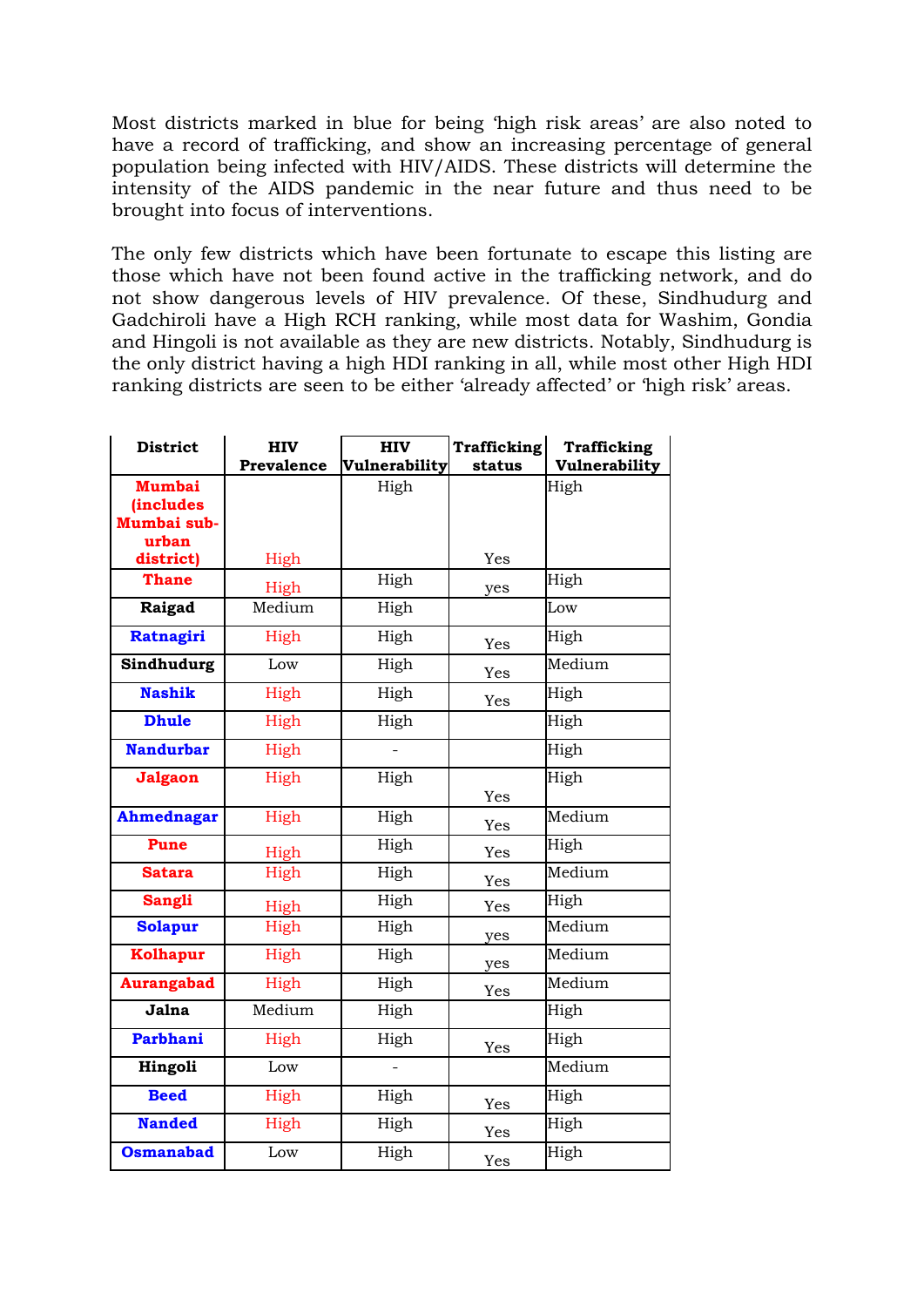Most districts marked in blue for being 'high risk areas' are also noted to have a record of trafficking, and show an increasing percentage of general population being infected with HIV/AIDS. These districts will determine the intensity of the AIDS pandemic in the near future and thus need to be brought into focus of interventions.

The only few districts which have been fortunate to escape this listing are those which have not been found active in the trafficking network, and do not show dangerous levels of HIV prevalence. Of these, Sindhudurg and Gadchiroli have a High RCH ranking, while most data for Washim, Gondia and Hingoli is not available as they are new districts. Notably, Sindhudurg is the only district having a high HDI ranking in all, while most other High HDI ranking districts are seen to be either 'already affected' or 'high risk' areas.

| District | HIV Prevalence | HIV Vulnerability | Trafficking status | Trafficking Vulnerability |
|---|---|---|---|---|
| **Mumbai (includes Mumbai sub-urban district)** | High | High | Yes | High |
| **Thane** | High | High | yes | High |
| **Raigad** | Medium | High | | Low |
| **Ratnagiri** | High | High | Yes | High |
| **Sindhudurg** | Low | High | Yes | Medium |
| **Nashik** | High | High | Yes | High |
| **Dhule** | High | High | | High |
| **Nandurbar** | High | - | | High |
| **Jalgaon** | High | High | Yes | High |
| **Ahmednagar** | High | High | Yes | Medium |
| **Pune** | High | High | Yes | High |
| **Satara** | High | High | Yes | Medium |
| **Sangli** | High | High | Yes | High |
| **Solapur** | High | High | yes | Medium |
| **Kolhapur** | High | High | yes | Medium |
| **Aurangabad** | High | High | Yes | Medium |
| **Jalna** | Medium | High | | High |
| **Parbhani** | High | High | Yes | High |
| **Hingoli** | Low | - | | Medium |
| **Beed** | High | High | Yes | High |
| **Nanded** | High | High | Yes | High |
| **Osmanabad** | Low | High | Yes | High |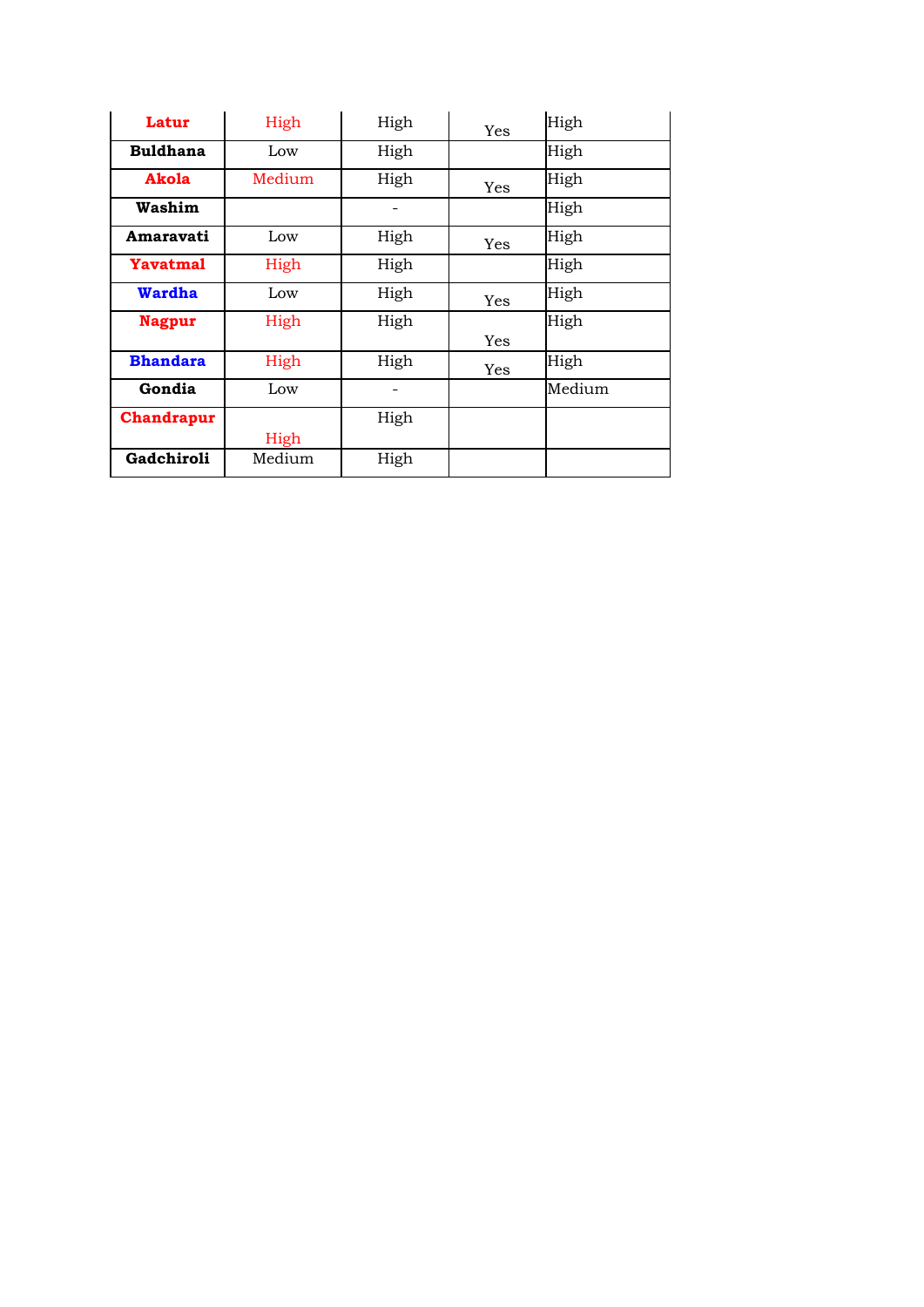| | | | | |
|---|---|---|---|---|
| **Latur** | High | High | Yes | High |
| **Buldhana** | Low | High | | High |
| **Akola** | Medium | High | Yes | High |
| **Washim** | | - | | High |
| **Amaravati** | Low | High | Yes | High |
| **Yavatmal** | High | High | | High |
| **Wardha** | Low | High | Yes | High |
| **Nagpur** | High | High | Yes | High |
| **Bhandara** | High | High | Yes | High |
| **Gondia** | Low | - | | Medium |
| **Chandrapur** | High | High | | |
| **Gadchiroli** | Medium | High | | |